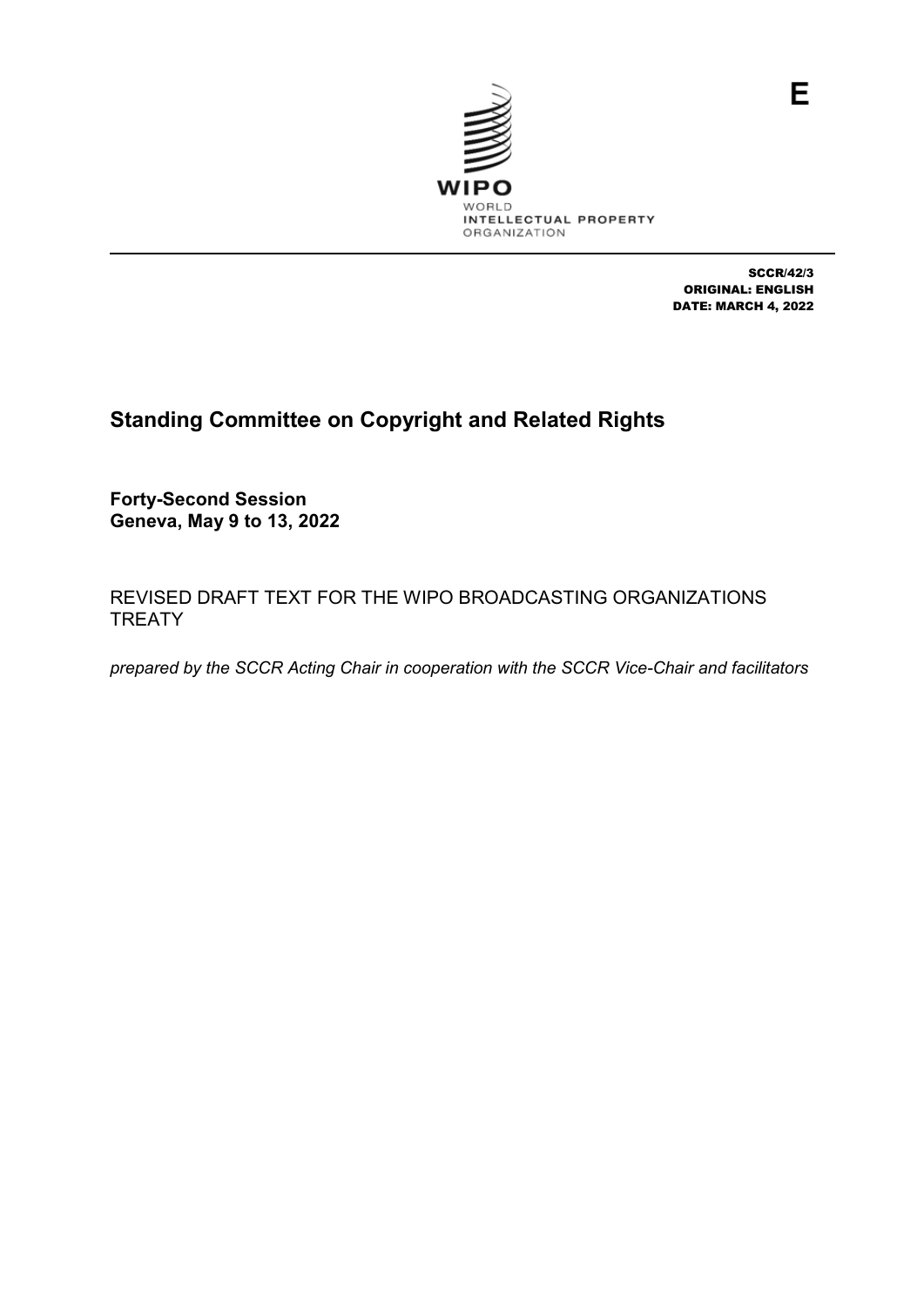E

WIPO

WORLD INTELLECTUAL PROPERTY ORGANIZATION

SCCR/42/3
ORIGINAL: ENGLISH
DATE: MARCH 4, 2022

# Standing Committee on Copyright and Related Rights

**Forty-Second Session**
**Geneva, May 9 to 13, 2022**

REVISED DRAFT TEXT FOR THE WIPO BROADCASTING ORGANIZATIONS TREATY

*prepared by the SCCR Acting Chair in cooperation with the SCCR Vice-Chair and facilitators*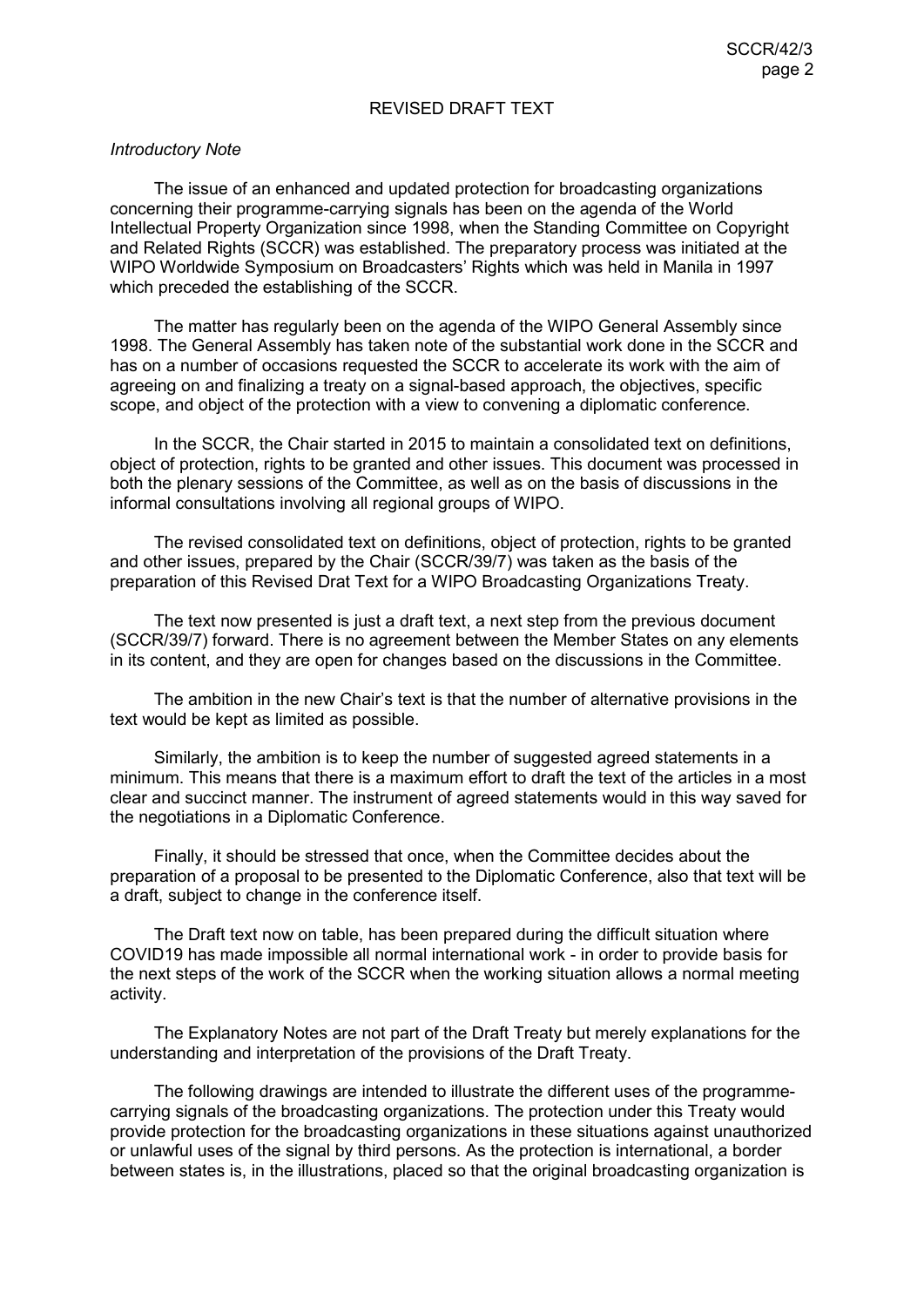# REVISED DRAFT TEXT

*Introductory Note*

The issue of an enhanced and updated protection for broadcasting organizations concerning their programme-carrying signals has been on the agenda of the World Intellectual Property Organization since 1998, when the Standing Committee on Copyright and Related Rights (SCCR) was established. The preparatory process was initiated at the WIPO Worldwide Symposium on Broadcasters' Rights which was held in Manila in 1997 which preceded the establishing of the SCCR.

The matter has regularly been on the agenda of the WIPO General Assembly since 1998. The General Assembly has taken note of the substantial work done in the SCCR and has on a number of occasions requested the SCCR to accelerate its work with the aim of agreeing on and finalizing a treaty on a signal-based approach, the objectives, specific scope, and object of the protection with a view to convening a diplomatic conference.

In the SCCR, the Chair started in 2015 to maintain a consolidated text on definitions, object of protection, rights to be granted and other issues. This document was processed in both the plenary sessions of the Committee, as well as on the basis of discussions in the informal consultations involving all regional groups of WIPO.

The revised consolidated text on definitions, object of protection, rights to be granted and other issues, prepared by the Chair (SCCR/39/7) was taken as the basis of the preparation of this Revised Drat Text for a WIPO Broadcasting Organizations Treaty.

The text now presented is just a draft text, a next step from the previous document (SCCR/39/7) forward. There is no agreement between the Member States on any elements in its content, and they are open for changes based on the discussions in the Committee.

The ambition in the new Chair's text is that the number of alternative provisions in the text would be kept as limited as possible.

Similarly, the ambition is to keep the number of suggested agreed statements in a minimum. This means that there is a maximum effort to draft the text of the articles in a most clear and succinct manner. The instrument of agreed statements would in this way saved for the negotiations in a Diplomatic Conference.

Finally, it should be stressed that once, when the Committee decides about the preparation of a proposal to be presented to the Diplomatic Conference, also that text will be a draft, subject to change in the conference itself.

The Draft text now on table, has been prepared during the difficult situation where COVID19 has made impossible all normal international work - in order to provide basis for the next steps of the work of the SCCR when the working situation allows a normal meeting activity.

The Explanatory Notes are not part of the Draft Treaty but merely explanations for the understanding and interpretation of the provisions of the Draft Treaty.

The following drawings are intended to illustrate the different uses of the programme-carrying signals of the broadcasting organizations. The protection under this Treaty would provide protection for the broadcasting organizations in these situations against unauthorized or unlawful uses of the signal by third persons. As the protection is international, a border between states is, in the illustrations, placed so that the original broadcasting organization is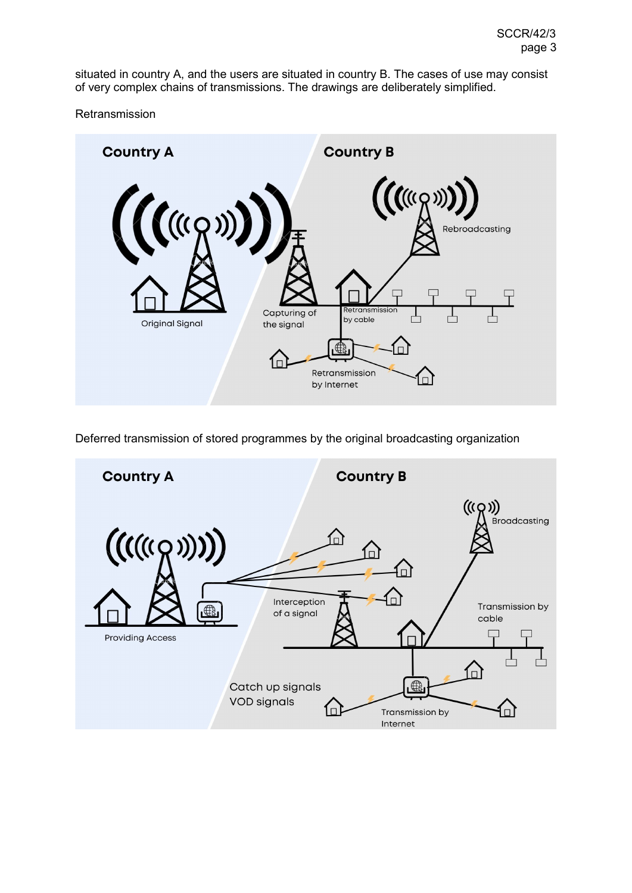situated in country A, and the users are situated in country B. The cases of use may consist of very complex chains of transmissions. The drawings are deliberately simplified.

Retransmission

Deferred transmission of stored programmes by the original broadcasting organization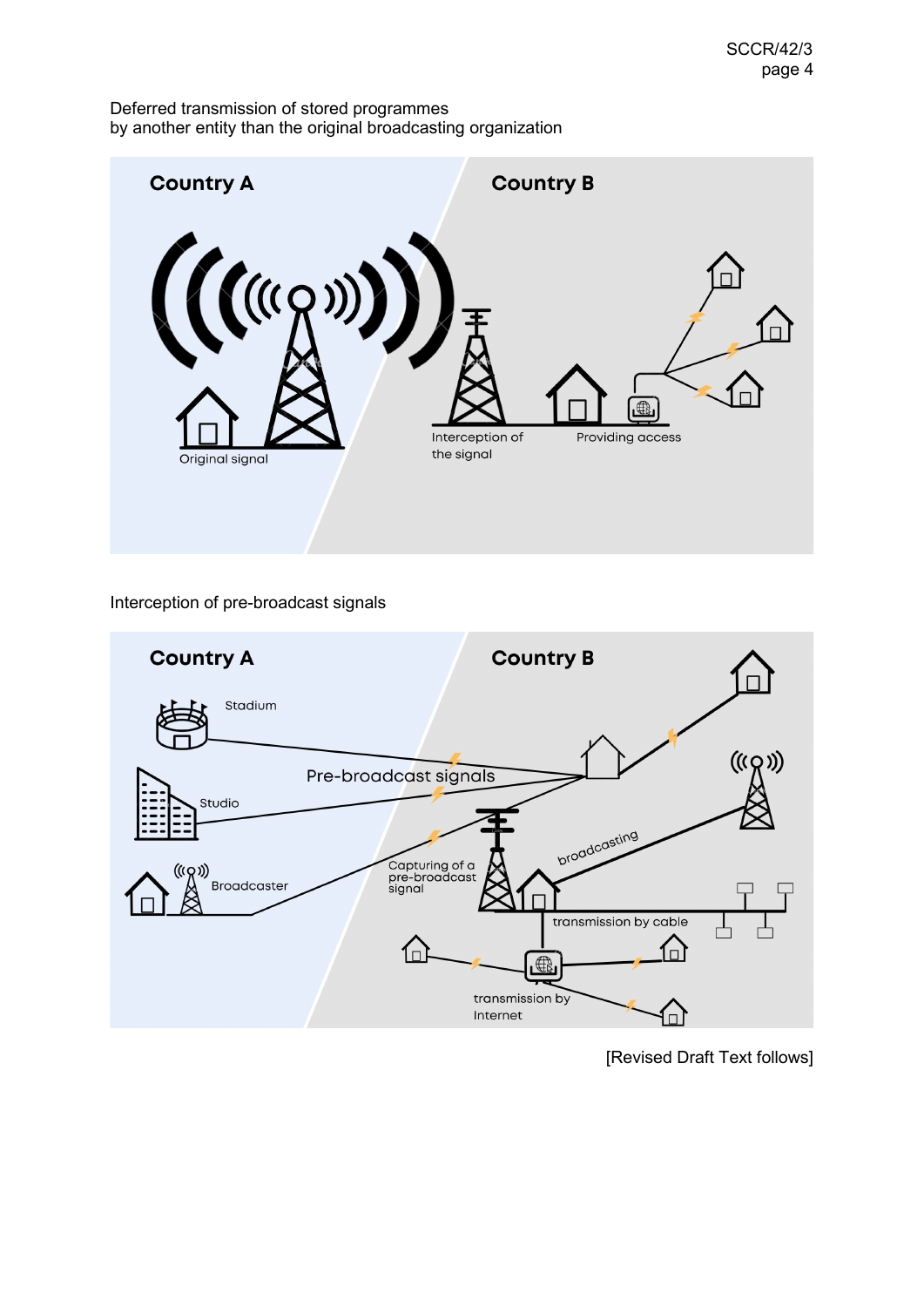Deferred transmission of stored programmes
by another entity than the original broadcasting organization

Interception of pre-broadcast signals

[Revised Draft Text follows]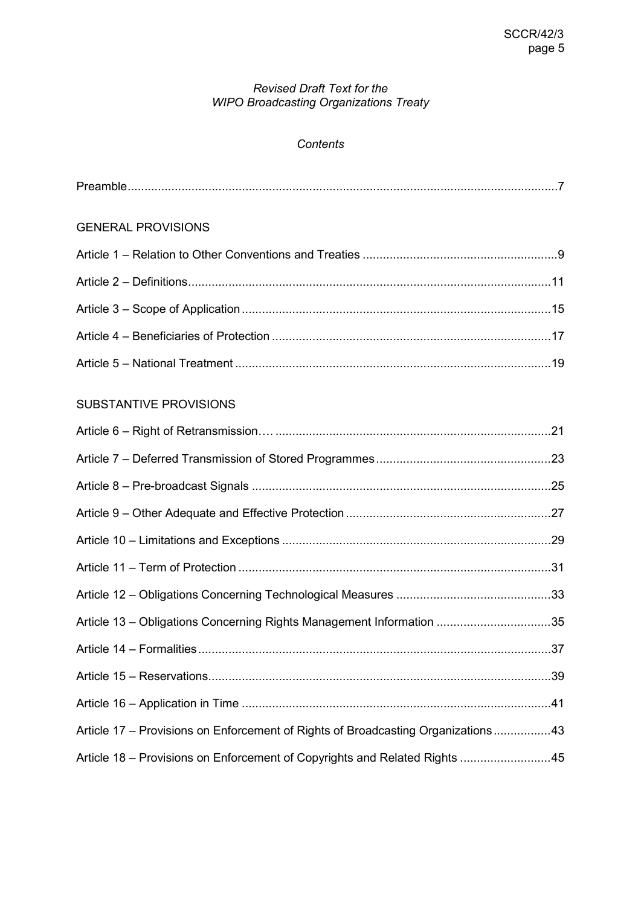*Revised Draft Text for the*
*WIPO Broadcasting Organizations Treaty*

*Contents*

Preamble.....7

GENERAL PROVISIONS

Article 1 – Relation to Other Conventions and Treaties .....9

Article 2 – Definitions.....11

Article 3 – Scope of Application.....15

Article 4 – Beneficiaries of Protection .....17

Article 5 – National Treatment .....19

SUBSTANTIVE PROVISIONS

Article 6 – Right of Retransmission…. .....21

Article 7 – Deferred Transmission of Stored Programmes.....23

Article 8 – Pre-broadcast Signals .....25

Article 9 – Other Adequate and Effective Protection .....27

Article 10 – Limitations and Exceptions .....29

Article 11 – Term of Protection .....31

Article 12 – Obligations Concerning Technological Measures .....33

Article 13 – Obligations Concerning Rights Management Information .....35

Article 14 – Formalities.....37

Article 15 – Reservations.....39

Article 16 – Application in Time .....41

Article 17 – Provisions on Enforcement of Rights of Broadcasting Organizations.....43

Article 18 – Provisions on Enforcement of Copyrights and Related Rights .....45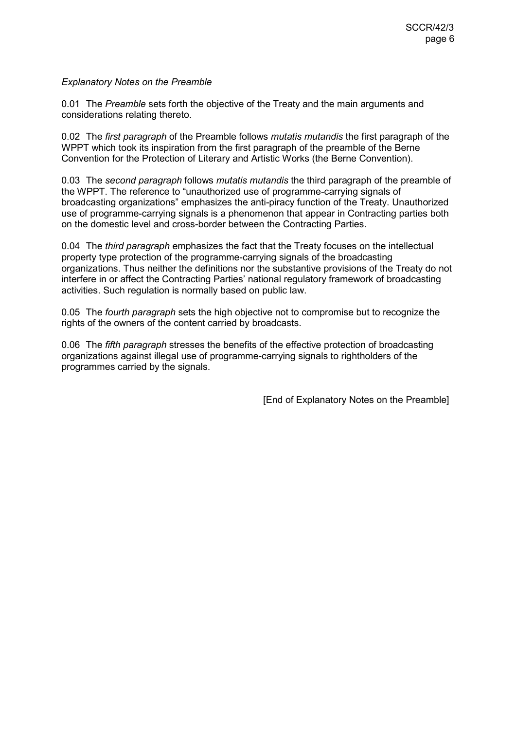*Explanatory Notes on the Preamble*

0.01 The *Preamble* sets forth the objective of the Treaty and the main arguments and considerations relating thereto.

0.02 The *first paragraph* of the Preamble follows *mutatis mutandis* the first paragraph of the WPPT which took its inspiration from the first paragraph of the preamble of the Berne Convention for the Protection of Literary and Artistic Works (the Berne Convention).

0.03 The *second paragraph* follows *mutatis mutandis* the third paragraph of the preamble of the WPPT. The reference to "unauthorized use of programme-carrying signals of broadcasting organizations" emphasizes the anti-piracy function of the Treaty. Unauthorized use of programme-carrying signals is a phenomenon that appear in Contracting parties both on the domestic level and cross-border between the Contracting Parties.

0.04 The *third paragraph* emphasizes the fact that the Treaty focuses on the intellectual property type protection of the programme-carrying signals of the broadcasting organizations. Thus neither the definitions nor the substantive provisions of the Treaty do not interfere in or affect the Contracting Parties' national regulatory framework of broadcasting activities. Such regulation is normally based on public law.

0.05 The *fourth paragraph* sets the high objective not to compromise but to recognize the rights of the owners of the content carried by broadcasts.

0.06 The *fifth paragraph* stresses the benefits of the effective protection of broadcasting organizations against illegal use of programme-carrying signals to rightholders of the programmes carried by the signals.

[End of Explanatory Notes on the Preamble]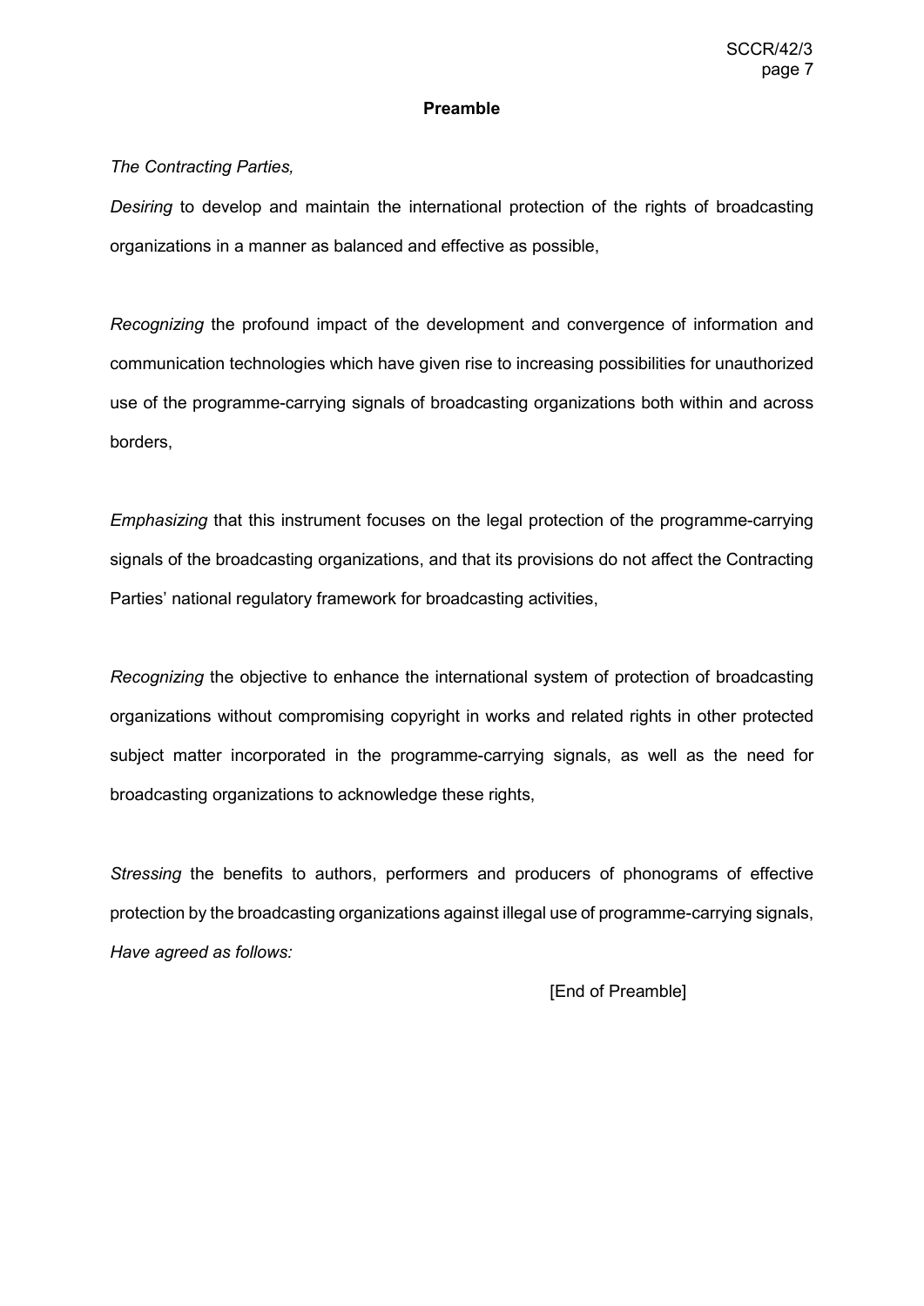## Preamble

*The Contracting Parties,*

*Desiring* to develop and maintain the international protection of the rights of broadcasting organizations in a manner as balanced and effective as possible,

*Recognizing* the profound impact of the development and convergence of information and communication technologies which have given rise to increasing possibilities for unauthorized use of the programme-carrying signals of broadcasting organizations both within and across borders,

*Emphasizing* that this instrument focuses on the legal protection of the programme-carrying signals of the broadcasting organizations, and that its provisions do not affect the Contracting Parties' national regulatory framework for broadcasting activities,

*Recognizing* the objective to enhance the international system of protection of broadcasting organizations without compromising copyright in works and related rights in other protected subject matter incorporated in the programme-carrying signals, as well as the need for broadcasting organizations to acknowledge these rights,

*Stressing* the benefits to authors, performers and producers of phonograms of effective protection by the broadcasting organizations against illegal use of programme-carrying signals,

*Have agreed as follows:*

[End of Preamble]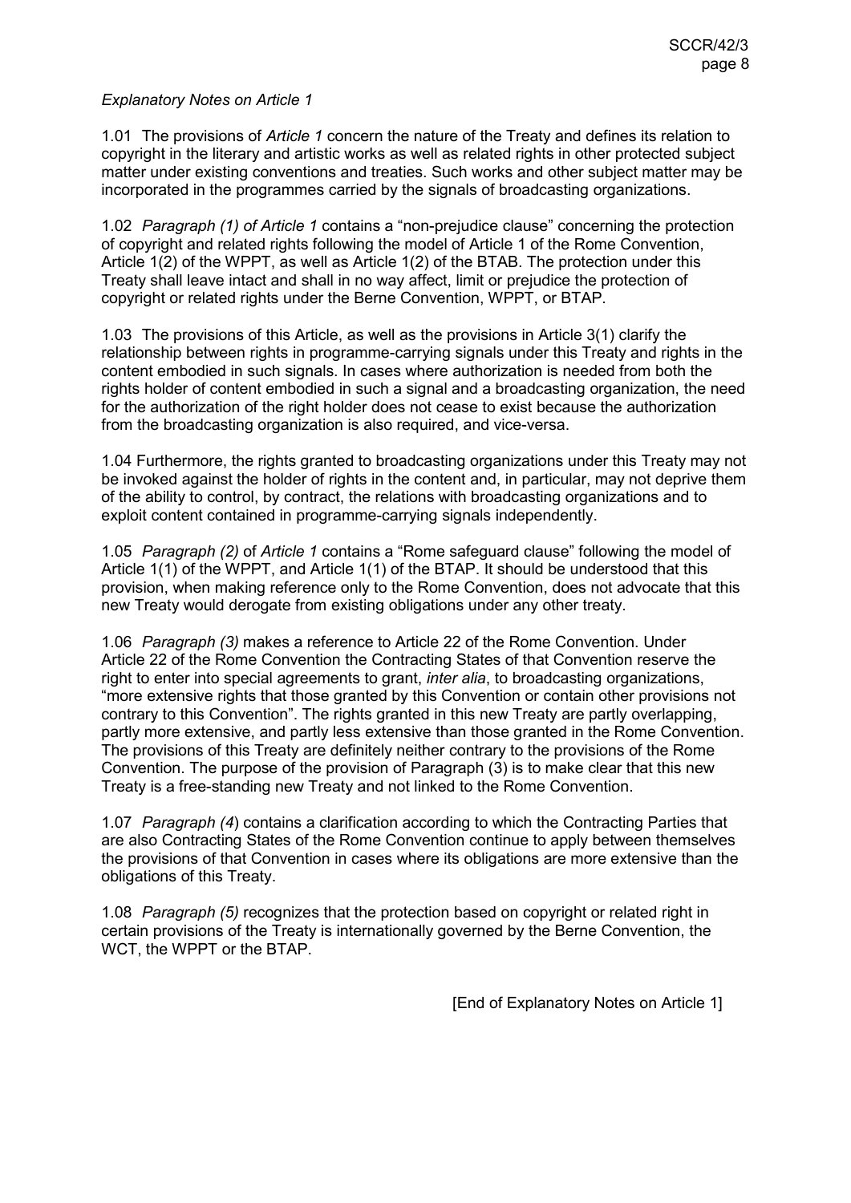*Explanatory Notes on Article 1*

1.01 The provisions of *Article 1* concern the nature of the Treaty and defines its relation to copyright in the literary and artistic works as well as related rights in other protected subject matter under existing conventions and treaties. Such works and other subject matter may be incorporated in the programmes carried by the signals of broadcasting organizations.

1.02 *Paragraph (1) of Article 1* contains a "non-prejudice clause" concerning the protection of copyright and related rights following the model of Article 1 of the Rome Convention, Article 1(2) of the WPPT, as well as Article 1(2) of the BTAB. The protection under this Treaty shall leave intact and shall in no way affect, limit or prejudice the protection of copyright or related rights under the Berne Convention, WPPT, or BTAP.

1.03 The provisions of this Article, as well as the provisions in Article 3(1) clarify the relationship between rights in programme-carrying signals under this Treaty and rights in the content embodied in such signals. In cases where authorization is needed from both the rights holder of content embodied in such a signal and a broadcasting organization, the need for the authorization of the right holder does not cease to exist because the authorization from the broadcasting organization is also required, and vice-versa.

1.04 Furthermore, the rights granted to broadcasting organizations under this Treaty may not be invoked against the holder of rights in the content and, in particular, may not deprive them of the ability to control, by contract, the relations with broadcasting organizations and to exploit content contained in programme-carrying signals independently.

1.05 *Paragraph (2)* of *Article 1* contains a "Rome safeguard clause" following the model of Article 1(1) of the WPPT, and Article 1(1) of the BTAP. It should be understood that this provision, when making reference only to the Rome Convention, does not advocate that this new Treaty would derogate from existing obligations under any other treaty.

1.06 *Paragraph (3)* makes a reference to Article 22 of the Rome Convention. Under Article 22 of the Rome Convention the Contracting States of that Convention reserve the right to enter into special agreements to grant, *inter alia*, to broadcasting organizations, "more extensive rights that those granted by this Convention or contain other provisions not contrary to this Convention". The rights granted in this new Treaty are partly overlapping, partly more extensive, and partly less extensive than those granted in the Rome Convention. The provisions of this Treaty are definitely neither contrary to the provisions of the Rome Convention. The purpose of the provision of Paragraph (3) is to make clear that this new Treaty is a free-standing new Treaty and not linked to the Rome Convention.

1.07 *Paragraph (4*) contains a clarification according to which the Contracting Parties that are also Contracting States of the Rome Convention continue to apply between themselves the provisions of that Convention in cases where its obligations are more extensive than the obligations of this Treaty.

1.08 *Paragraph (5)* recognizes that the protection based on copyright or related right in certain provisions of the Treaty is internationally governed by the Berne Convention, the WCT, the WPPT or the BTAP.

[End of Explanatory Notes on Article 1]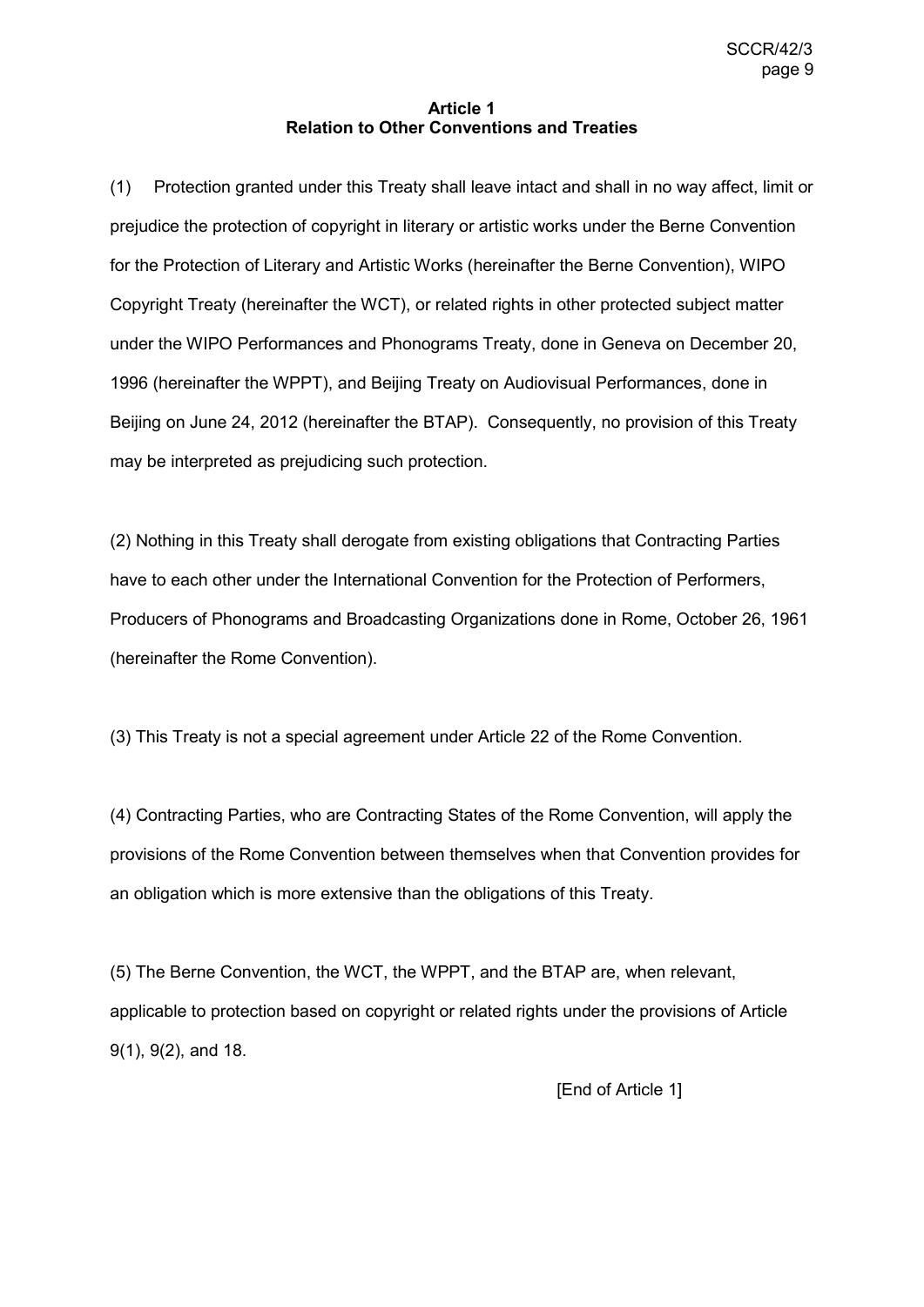**Article 1**
**Relation to Other Conventions and Treaties**

(1) Protection granted under this Treaty shall leave intact and shall in no way affect, limit or prejudice the protection of copyright in literary or artistic works under the Berne Convention for the Protection of Literary and Artistic Works (hereinafter the Berne Convention), WIPO Copyright Treaty (hereinafter the WCT), or related rights in other protected subject matter under the WIPO Performances and Phonograms Treaty, done in Geneva on December 20, 1996 (hereinafter the WPPT), and Beijing Treaty on Audiovisual Performances, done in Beijing on June 24, 2012 (hereinafter the BTAP). Consequently, no provision of this Treaty may be interpreted as prejudicing such protection.

(2) Nothing in this Treaty shall derogate from existing obligations that Contracting Parties have to each other under the International Convention for the Protection of Performers, Producers of Phonograms and Broadcasting Organizations done in Rome, October 26, 1961 (hereinafter the Rome Convention).

(3) This Treaty is not a special agreement under Article 22 of the Rome Convention.

(4) Contracting Parties, who are Contracting States of the Rome Convention, will apply the provisions of the Rome Convention between themselves when that Convention provides for an obligation which is more extensive than the obligations of this Treaty.

(5) The Berne Convention, the WCT, the WPPT, and the BTAP are, when relevant, applicable to protection based on copyright or related rights under the provisions of Article 9(1), 9(2), and 18.

[End of Article 1]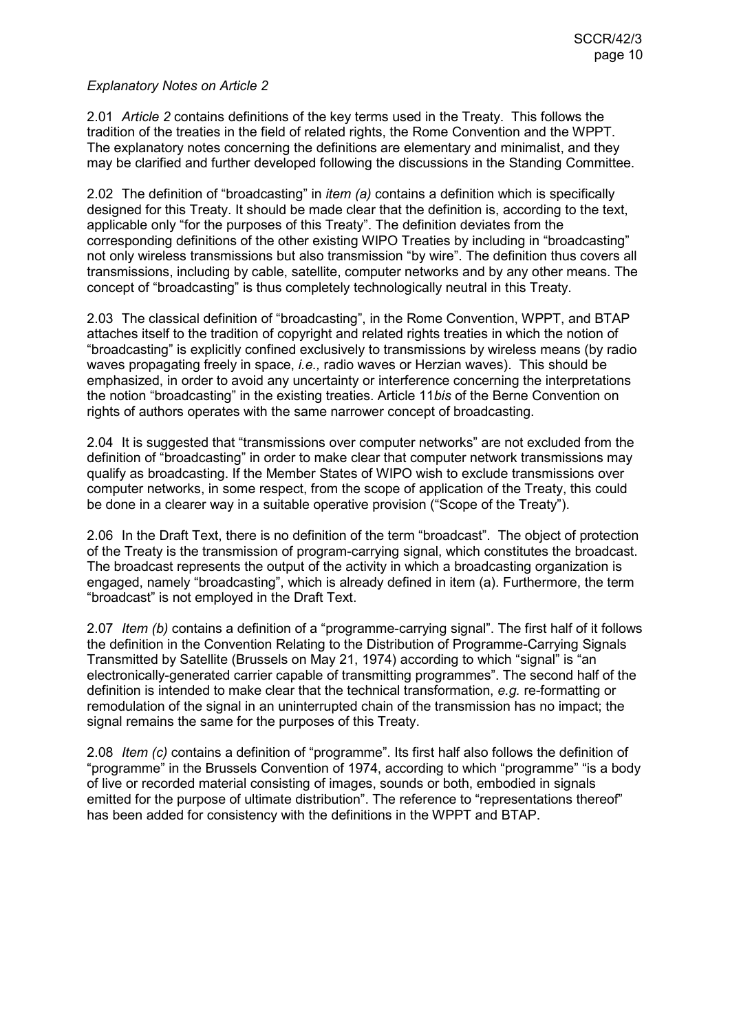*Explanatory Notes on Article 2*

2.01 *Article 2* contains definitions of the key terms used in the Treaty. This follows the tradition of the treaties in the field of related rights, the Rome Convention and the WPPT. The explanatory notes concerning the definitions are elementary and minimalist, and they may be clarified and further developed following the discussions in the Standing Committee.

2.02 The definition of "broadcasting" in *item (a)* contains a definition which is specifically designed for this Treaty. It should be made clear that the definition is, according to the text, applicable only "for the purposes of this Treaty". The definition deviates from the corresponding definitions of the other existing WIPO Treaties by including in "broadcasting" not only wireless transmissions but also transmission "by wire". The definition thus covers all transmissions, including by cable, satellite, computer networks and by any other means. The concept of "broadcasting" is thus completely technologically neutral in this Treaty.

2.03 The classical definition of "broadcasting", in the Rome Convention, WPPT, and BTAP attaches itself to the tradition of copyright and related rights treaties in which the notion of "broadcasting" is explicitly confined exclusively to transmissions by wireless means (by radio waves propagating freely in space, *i.e.,* radio waves or Herzian waves). This should be emphasized, in order to avoid any uncertainty or interference concerning the interpretations the notion "broadcasting" in the existing treaties. Article 11*bis* of the Berne Convention on rights of authors operates with the same narrower concept of broadcasting.

2.04 It is suggested that "transmissions over computer networks" are not excluded from the definition of "broadcasting" in order to make clear that computer network transmissions may qualify as broadcasting. If the Member States of WIPO wish to exclude transmissions over computer networks, in some respect, from the scope of application of the Treaty, this could be done in a clearer way in a suitable operative provision ("Scope of the Treaty").

2.06 In the Draft Text, there is no definition of the term "broadcast". The object of protection of the Treaty is the transmission of program-carrying signal, which constitutes the broadcast. The broadcast represents the output of the activity in which a broadcasting organization is engaged, namely "broadcasting", which is already defined in item (a). Furthermore, the term "broadcast" is not employed in the Draft Text.

2.07 *Item (b)* contains a definition of a "programme-carrying signal". The first half of it follows the definition in the Convention Relating to the Distribution of Programme-Carrying Signals Transmitted by Satellite (Brussels on May 21, 1974) according to which "signal" is "an electronically-generated carrier capable of transmitting programmes". The second half of the definition is intended to make clear that the technical transformation, *e.g.* re-formatting or remodulation of the signal in an uninterrupted chain of the transmission has no impact; the signal remains the same for the purposes of this Treaty.

2.08 *Item (c)* contains a definition of "programme". Its first half also follows the definition of "programme" in the Brussels Convention of 1974, according to which "programme" "is a body of live or recorded material consisting of images, sounds or both, embodied in signals emitted for the purpose of ultimate distribution". The reference to "representations thereof" has been added for consistency with the definitions in the WPPT and BTAP.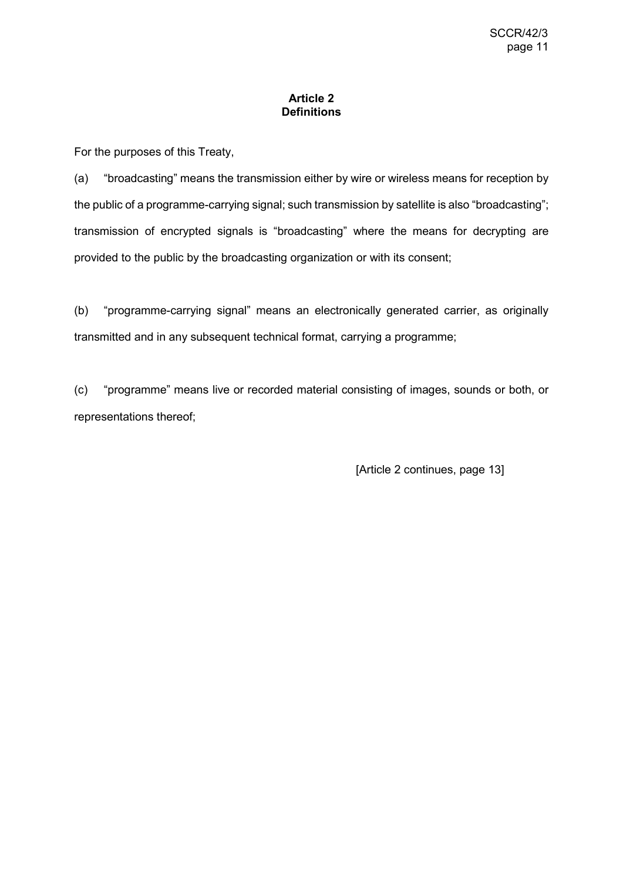## Article 2
## Definitions

For the purposes of this Treaty,

(a) “broadcasting” means the transmission either by wire or wireless means for reception by the public of a programme-carrying signal; such transmission by satellite is also “broadcasting”; transmission of encrypted signals is “broadcasting” where the means for decrypting are provided to the public by the broadcasting organization or with its consent;

(b) “programme-carrying signal” means an electronically generated carrier, as originally transmitted and in any subsequent technical format, carrying a programme;

(c) “programme” means live or recorded material consisting of images, sounds or both, or representations thereof;

[Article 2 continues, page 13]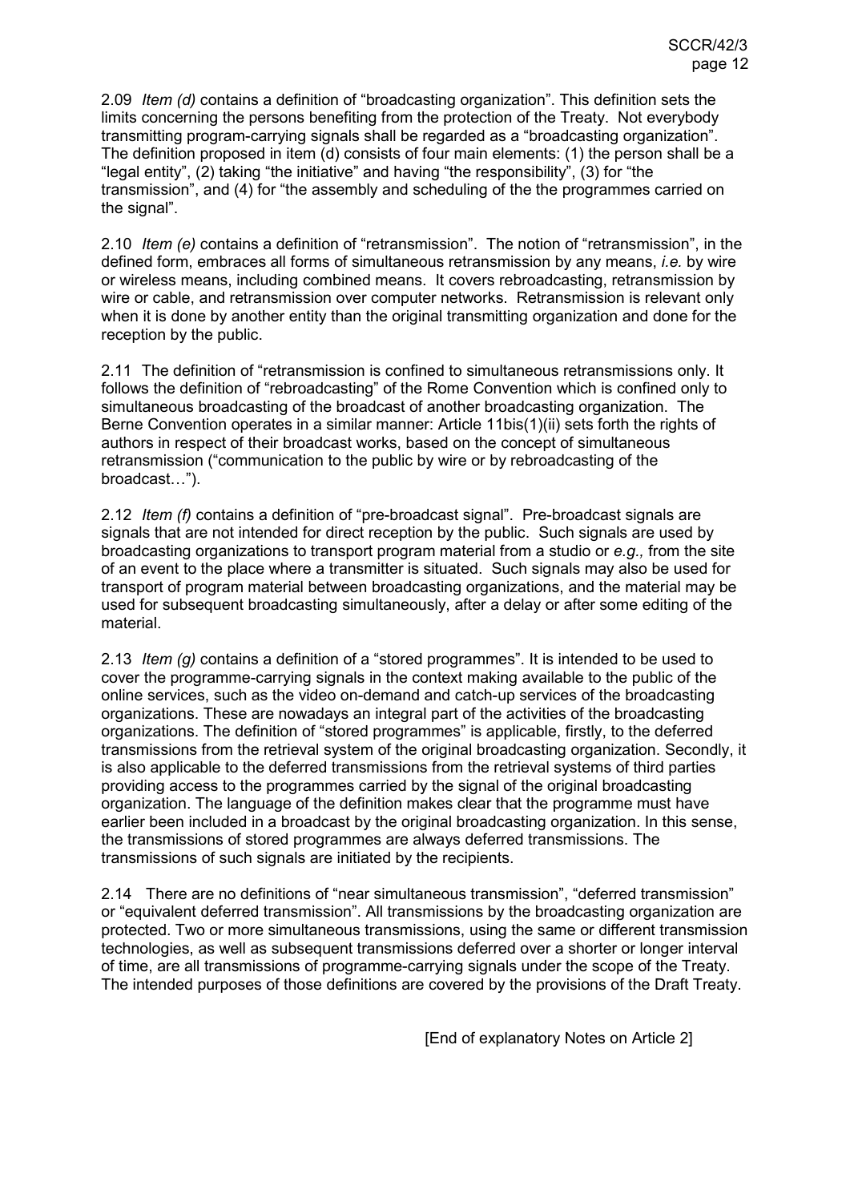2.09 *Item (d)* contains a definition of "broadcasting organization". This definition sets the limits concerning the persons benefiting from the protection of the Treaty. Not everybody transmitting program-carrying signals shall be regarded as a "broadcasting organization". The definition proposed in item (d) consists of four main elements: (1) the person shall be a "legal entity", (2) taking "the initiative" and having "the responsibility", (3) for "the transmission", and (4) for "the assembly and scheduling of the the programmes carried on the signal".

2.10 *Item (e)* contains a definition of "retransmission". The notion of "retransmission", in the defined form, embraces all forms of simultaneous retransmission by any means, *i.e.* by wire or wireless means, including combined means. It covers rebroadcasting, retransmission by wire or cable, and retransmission over computer networks. Retransmission is relevant only when it is done by another entity than the original transmitting organization and done for the reception by the public.

2.11 The definition of "retransmission is confined to simultaneous retransmissions only. It follows the definition of "rebroadcasting" of the Rome Convention which is confined only to simultaneous broadcasting of the broadcast of another broadcasting organization. The Berne Convention operates in a similar manner: Article 11bis(1)(ii) sets forth the rights of authors in respect of their broadcast works, based on the concept of simultaneous retransmission ("communication to the public by wire or by rebroadcasting of the broadcast…").

2.12 *Item (f)* contains a definition of "pre-broadcast signal". Pre-broadcast signals are signals that are not intended for direct reception by the public. Such signals are used by broadcasting organizations to transport program material from a studio or *e.g.,* from the site of an event to the place where a transmitter is situated. Such signals may also be used for transport of program material between broadcasting organizations, and the material may be used for subsequent broadcasting simultaneously, after a delay or after some editing of the material.

2.13 *Item (g)* contains a definition of a "stored programmes". It is intended to be used to cover the programme-carrying signals in the context making available to the public of the online services, such as the video on-demand and catch-up services of the broadcasting organizations. These are nowadays an integral part of the activities of the broadcasting organizations. The definition of "stored programmes" is applicable, firstly, to the deferred transmissions from the retrieval system of the original broadcasting organization. Secondly, it is also applicable to the deferred transmissions from the retrieval systems of third parties providing access to the programmes carried by the signal of the original broadcasting organization. The language of the definition makes clear that the programme must have earlier been included in a broadcast by the original broadcasting organization. In this sense, the transmissions of stored programmes are always deferred transmissions. The transmissions of such signals are initiated by the recipients.

2.14 There are no definitions of "near simultaneous transmission", "deferred transmission" or "equivalent deferred transmission". All transmissions by the broadcasting organization are protected. Two or more simultaneous transmissions, using the same or different transmission technologies, as well as subsequent transmissions deferred over a shorter or longer interval of time, are all transmissions of programme-carrying signals under the scope of the Treaty. The intended purposes of those definitions are covered by the provisions of the Draft Treaty.

[End of explanatory Notes on Article 2]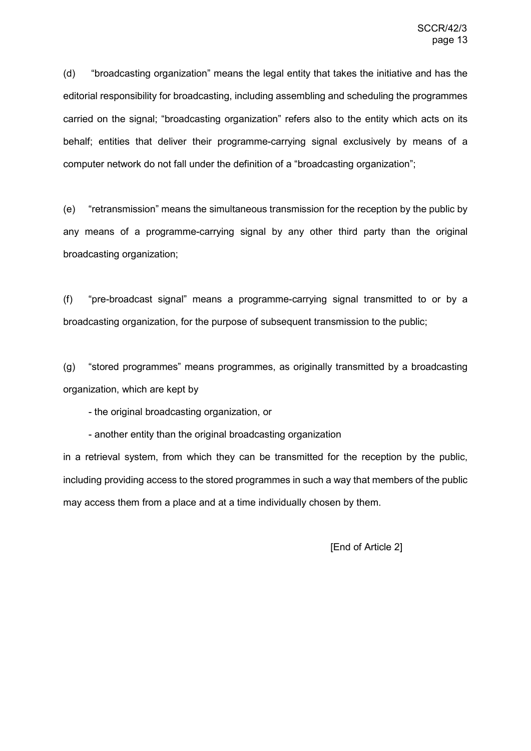(d) "broadcasting organization" means the legal entity that takes the initiative and has the editorial responsibility for broadcasting, including assembling and scheduling the programmes carried on the signal; "broadcasting organization" refers also to the entity which acts on its behalf; entities that deliver their programme-carrying signal exclusively by means of a computer network do not fall under the definition of a "broadcasting organization";

(e) "retransmission" means the simultaneous transmission for the reception by the public by any means of a programme-carrying signal by any other third party than the original broadcasting organization;

(f) "pre-broadcast signal" means a programme-carrying signal transmitted to or by a broadcasting organization, for the purpose of subsequent transmission to the public;

(g) "stored programmes" means programmes, as originally transmitted by a broadcasting organization, which are kept by

- the original broadcasting organization, or
- another entity than the original broadcasting organization

in a retrieval system, from which they can be transmitted for the reception by the public, including providing access to the stored programmes in such a way that members of the public may access them from a place and at a time individually chosen by them.

[End of Article 2]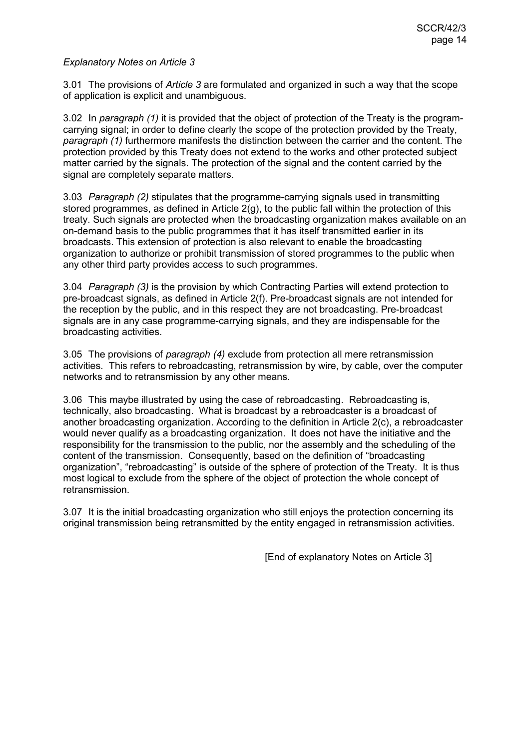*Explanatory Notes on Article 3*

3.01 The provisions of *Article 3* are formulated and organized in such a way that the scope of application is explicit and unambiguous.

3.02 In *paragraph (1)* it is provided that the object of protection of the Treaty is the program-carrying signal; in order to define clearly the scope of the protection provided by the Treaty, *paragraph (1)* furthermore manifests the distinction between the carrier and the content. The protection provided by this Treaty does not extend to the works and other protected subject matter carried by the signals. The protection of the signal and the content carried by the signal are completely separate matters.

3.03 *Paragraph (2)* stipulates that the programme-carrying signals used in transmitting stored programmes, as defined in Article 2(g), to the public fall within the protection of this treaty. Such signals are protected when the broadcasting organization makes available on an on-demand basis to the public programmes that it has itself transmitted earlier in its broadcasts. This extension of protection is also relevant to enable the broadcasting organization to authorize or prohibit transmission of stored programmes to the public when any other third party provides access to such programmes.

3.04 *Paragraph (3)* is the provision by which Contracting Parties will extend protection to pre-broadcast signals, as defined in Article 2(f). Pre-broadcast signals are not intended for the reception by the public, and in this respect they are not broadcasting. Pre-broadcast signals are in any case programme-carrying signals, and they are indispensable for the broadcasting activities.

3.05 The provisions of *paragraph (4)* exclude from protection all mere retransmission activities. This refers to rebroadcasting, retransmission by wire, by cable, over the computer networks and to retransmission by any other means.

3.06 This maybe illustrated by using the case of rebroadcasting. Rebroadcasting is, technically, also broadcasting. What is broadcast by a rebroadcaster is a broadcast of another broadcasting organization. According to the definition in Article 2(c), a rebroadcaster would never qualify as a broadcasting organization. It does not have the initiative and the responsibility for the transmission to the public, nor the assembly and the scheduling of the content of the transmission. Consequently, based on the definition of "broadcasting organization", "rebroadcasting" is outside of the sphere of protection of the Treaty. It is thus most logical to exclude from the sphere of the object of protection the whole concept of retransmission.

3.07 It is the initial broadcasting organization who still enjoys the protection concerning its original transmission being retransmitted by the entity engaged in retransmission activities.

[End of explanatory Notes on Article 3]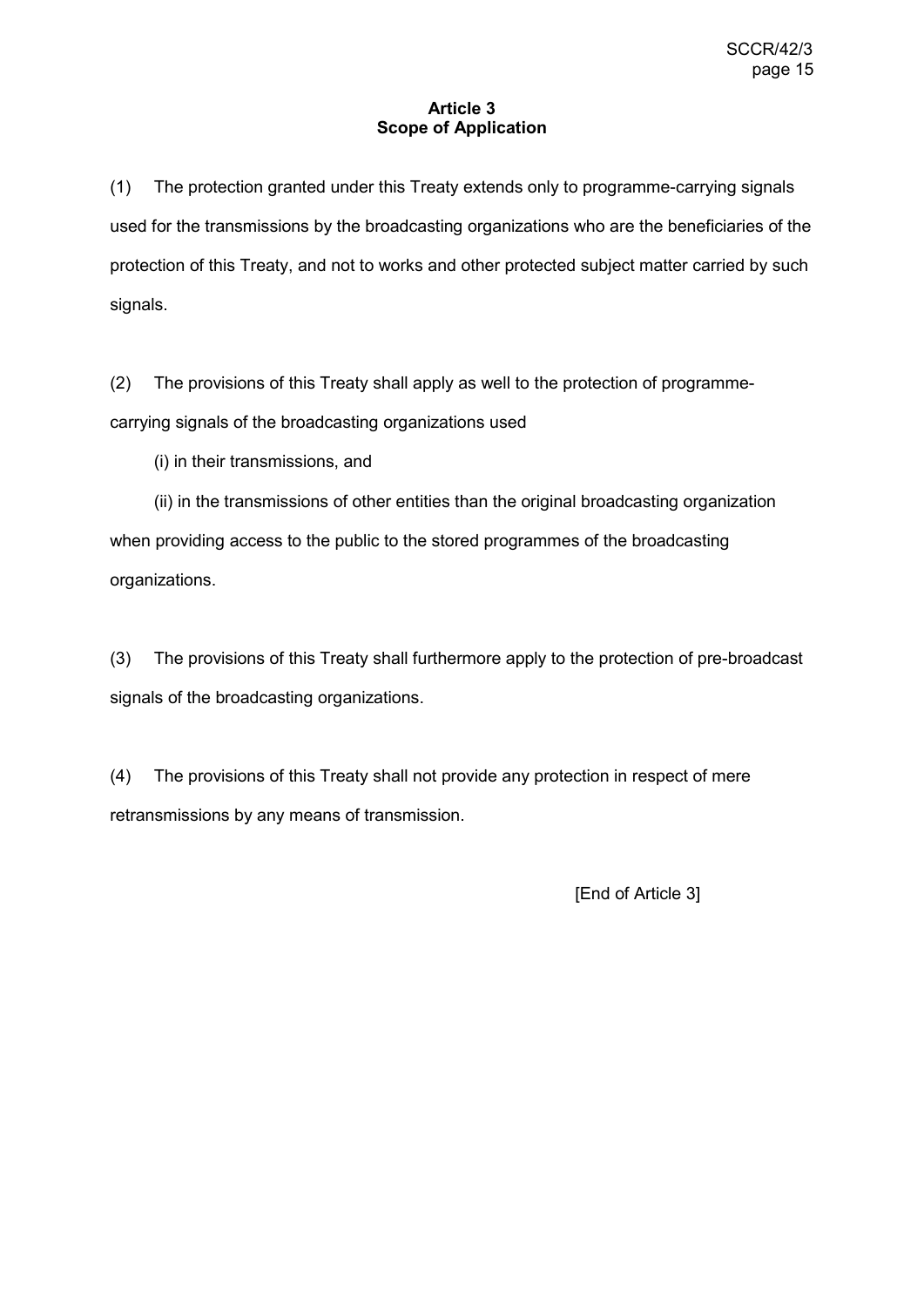## Article 3
## Scope of Application

(1) The protection granted under this Treaty extends only to programme-carrying signals used for the transmissions by the broadcasting organizations who are the beneficiaries of the protection of this Treaty, and not to works and other protected subject matter carried by such signals.

(2) The provisions of this Treaty shall apply as well to the protection of programme-carrying signals of the broadcasting organizations used

(i) in their transmissions, and

(ii) in the transmissions of other entities than the original broadcasting organization when providing access to the public to the stored programmes of the broadcasting organizations.

(3) The provisions of this Treaty shall furthermore apply to the protection of pre-broadcast signals of the broadcasting organizations.

(4) The provisions of this Treaty shall not provide any protection in respect of mere retransmissions by any means of transmission.

[End of Article 3]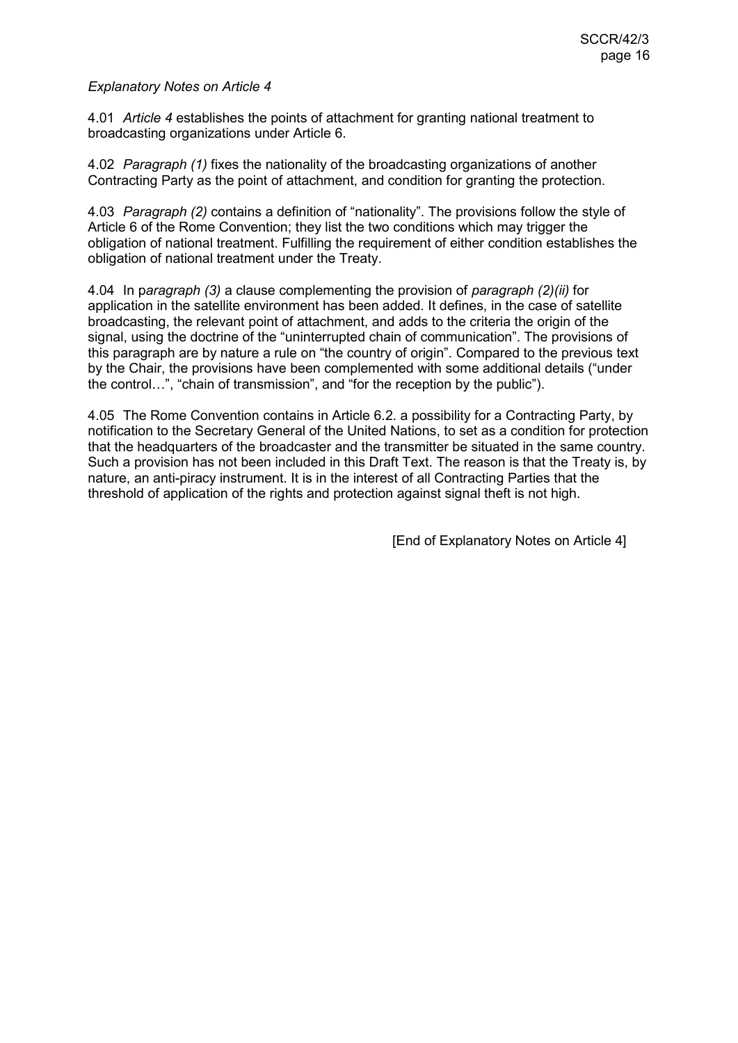*Explanatory Notes on Article 4*

4.01 *Article 4* establishes the points of attachment for granting national treatment to broadcasting organizations under Article 6.

4.02 *Paragraph (1)* fixes the nationality of the broadcasting organizations of another Contracting Party as the point of attachment, and condition for granting the protection.

4.03 *Paragraph (2)* contains a definition of "nationality". The provisions follow the style of Article 6 of the Rome Convention; they list the two conditions which may trigger the obligation of national treatment. Fulfilling the requirement of either condition establishes the obligation of national treatment under the Treaty.

4.04 In p*aragraph (3)* a clause complementing the provision of *paragraph (2)(ii)* for application in the satellite environment has been added. It defines, in the case of satellite broadcasting, the relevant point of attachment, and adds to the criteria the origin of the signal, using the doctrine of the "uninterrupted chain of communication". The provisions of this paragraph are by nature a rule on "the country of origin". Compared to the previous text by the Chair, the provisions have been complemented with some additional details ("under the control…", "chain of transmission", and "for the reception by the public").

4.05 The Rome Convention contains in Article 6.2. a possibility for a Contracting Party, by notification to the Secretary General of the United Nations, to set as a condition for protection that the headquarters of the broadcaster and the transmitter be situated in the same country. Such a provision has not been included in this Draft Text. The reason is that the Treaty is, by nature, an anti-piracy instrument. It is in the interest of all Contracting Parties that the threshold of application of the rights and protection against signal theft is not high.

[End of Explanatory Notes on Article 4]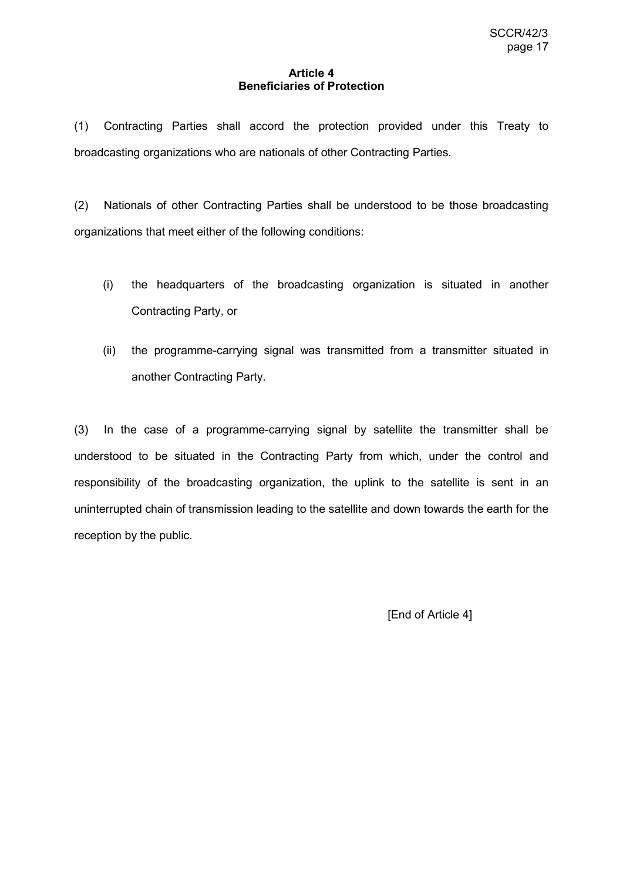## Article 4
## Beneficiaries of Protection

(1) Contracting Parties shall accord the protection provided under this Treaty to broadcasting organizations who are nationals of other Contracting Parties.

(2) Nationals of other Contracting Parties shall be understood to be those broadcasting organizations that meet either of the following conditions:

(i) the headquarters of the broadcasting organization is situated in another Contracting Party, or

(ii) the programme-carrying signal was transmitted from a transmitter situated in another Contracting Party.

(3) In the case of a programme-carrying signal by satellite the transmitter shall be understood to be situated in the Contracting Party from which, under the control and responsibility of the broadcasting organization, the uplink to the satellite is sent in an uninterrupted chain of transmission leading to the satellite and down towards the earth for the reception by the public.

[End of Article 4]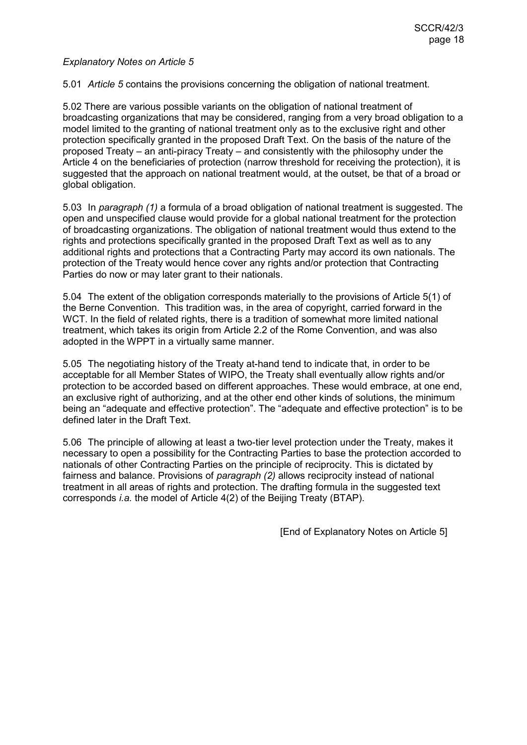*Explanatory Notes on Article 5*

5.01 *Article 5* contains the provisions concerning the obligation of national treatment.

5.02 There are various possible variants on the obligation of national treatment of broadcasting organizations that may be considered, ranging from a very broad obligation to a model limited to the granting of national treatment only as to the exclusive right and other protection specifically granted in the proposed Draft Text. On the basis of the nature of the proposed Treaty – an anti-piracy Treaty – and consistently with the philosophy under the Article 4 on the beneficiaries of protection (narrow threshold for receiving the protection), it is suggested that the approach on national treatment would, at the outset, be that of a broad or global obligation.

5.03 In *paragraph (1)* a formula of a broad obligation of national treatment is suggested. The open and unspecified clause would provide for a global national treatment for the protection of broadcasting organizations. The obligation of national treatment would thus extend to the rights and protections specifically granted in the proposed Draft Text as well as to any additional rights and protections that a Contracting Party may accord its own nationals. The protection of the Treaty would hence cover any rights and/or protection that Contracting Parties do now or may later grant to their nationals.

5.04 The extent of the obligation corresponds materially to the provisions of Article 5(1) of the Berne Convention. This tradition was, in the area of copyright, carried forward in the WCT. In the field of related rights, there is a tradition of somewhat more limited national treatment, which takes its origin from Article 2.2 of the Rome Convention, and was also adopted in the WPPT in a virtually same manner.

5.05 The negotiating history of the Treaty at-hand tend to indicate that, in order to be acceptable for all Member States of WIPO, the Treaty shall eventually allow rights and/or protection to be accorded based on different approaches. These would embrace, at one end, an exclusive right of authorizing, and at the other end other kinds of solutions, the minimum being an "adequate and effective protection". The "adequate and effective protection" is to be defined later in the Draft Text.

5.06 The principle of allowing at least a two-tier level protection under the Treaty, makes it necessary to open a possibility for the Contracting Parties to base the protection accorded to nationals of other Contracting Parties on the principle of reciprocity. This is dictated by fairness and balance. Provisions of *paragraph (2)* allows reciprocity instead of national treatment in all areas of rights and protection. The drafting formula in the suggested text corresponds *i.a.* the model of Article 4(2) of the Beijing Treaty (BTAP).

[End of Explanatory Notes on Article 5]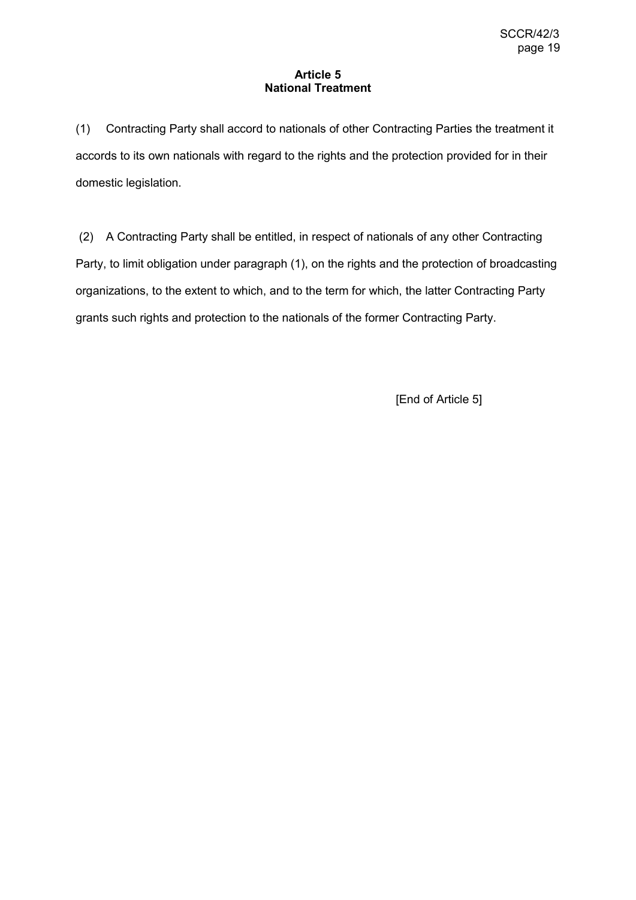**Article 5**
**National Treatment**

(1) Contracting Party shall accord to nationals of other Contracting Parties the treatment it accords to its own nationals with regard to the rights and the protection provided for in their domestic legislation.

(2) A Contracting Party shall be entitled, in respect of nationals of any other Contracting Party, to limit obligation under paragraph (1), on the rights and the protection of broadcasting organizations, to the extent to which, and to the term for which, the latter Contracting Party grants such rights and protection to the nationals of the former Contracting Party.

[End of Article 5]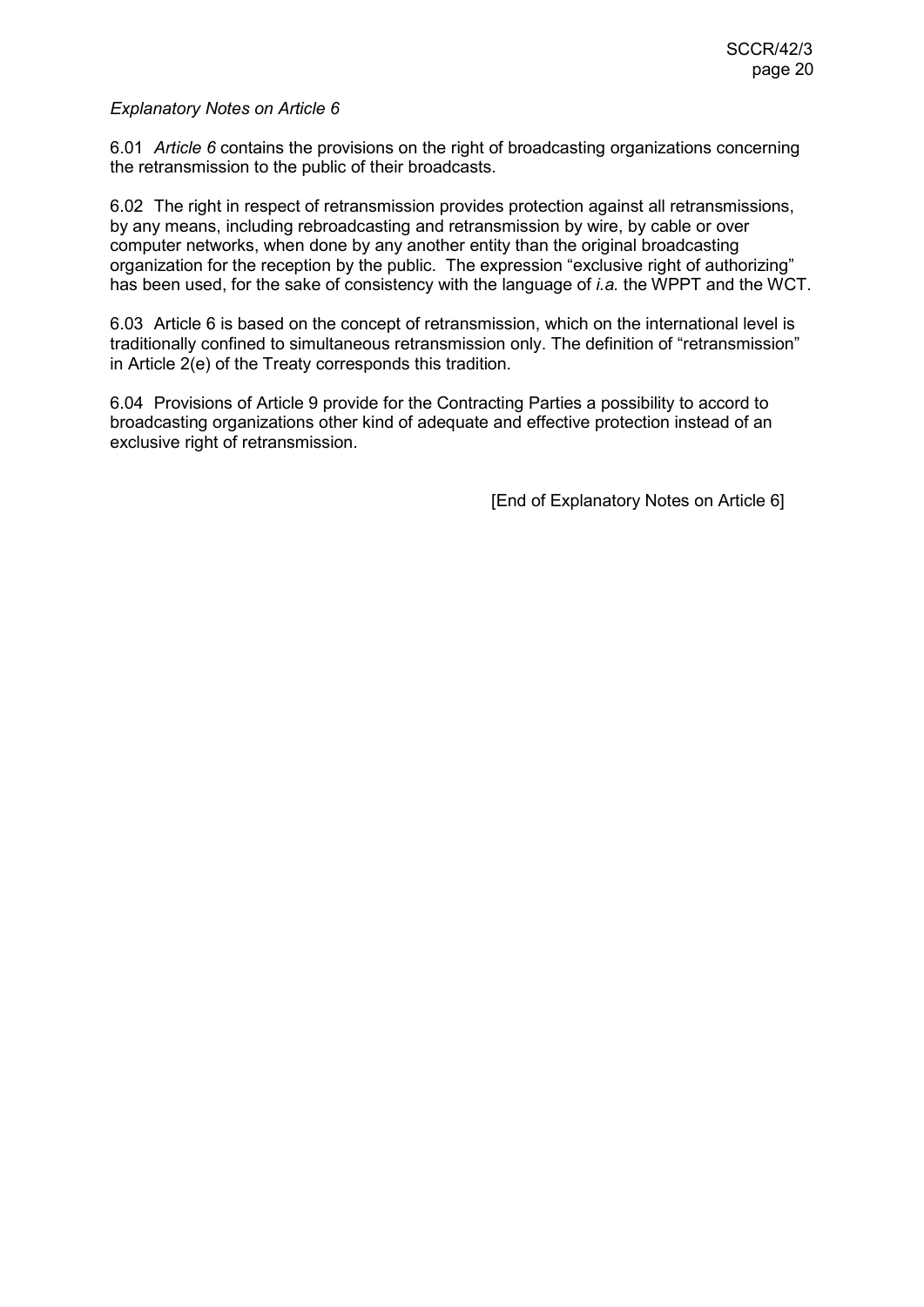*Explanatory Notes on Article 6*

6.01 *Article 6* contains the provisions on the right of broadcasting organizations concerning the retransmission to the public of their broadcasts.

6.02 The right in respect of retransmission provides protection against all retransmissions, by any means, including rebroadcasting and retransmission by wire, by cable or over computer networks, when done by any another entity than the original broadcasting organization for the reception by the public. The expression “exclusive right of authorizing” has been used, for the sake of consistency with the language of *i.a.* the WPPT and the WCT.

6.03 Article 6 is based on the concept of retransmission, which on the international level is traditionally confined to simultaneous retransmission only. The definition of “retransmission” in Article 2(e) of the Treaty corresponds this tradition.

6.04 Provisions of Article 9 provide for the Contracting Parties a possibility to accord to broadcasting organizations other kind of adequate and effective protection instead of an exclusive right of retransmission.

[End of Explanatory Notes on Article 6]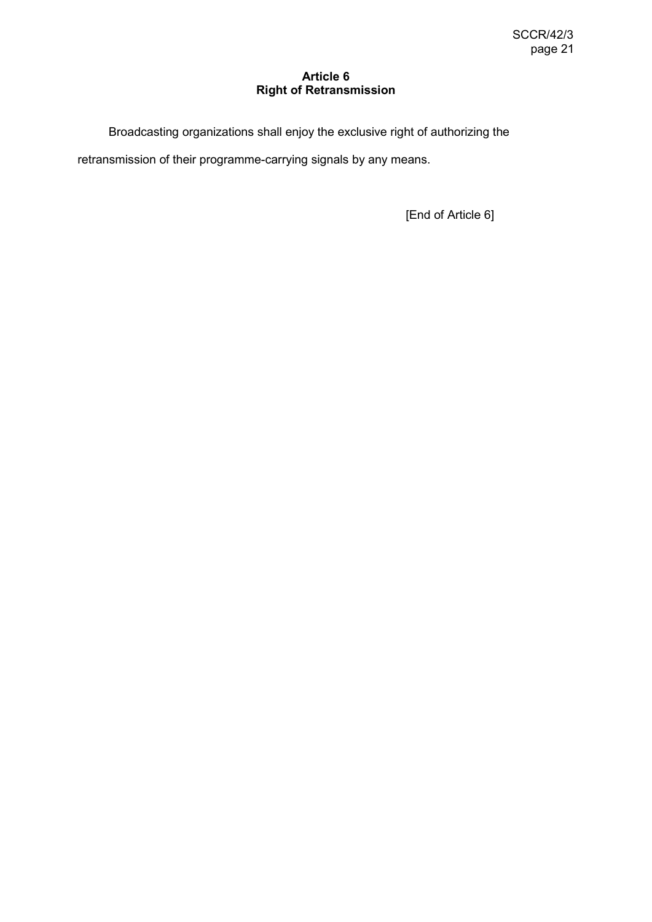**Article 6**
**Right of Retransmission**

Broadcasting organizations shall enjoy the exclusive right of authorizing the retransmission of their programme-carrying signals by any means.

[End of Article 6]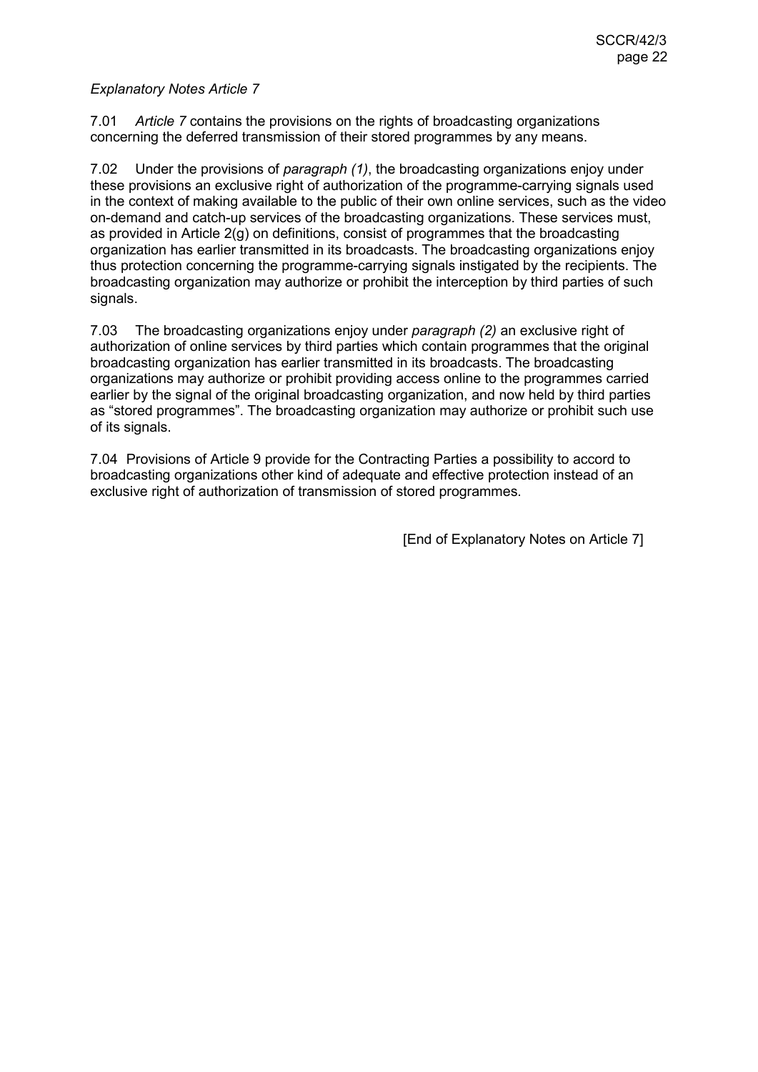*Explanatory Notes Article 7*

7.01 *Article 7* contains the provisions on the rights of broadcasting organizations concerning the deferred transmission of their stored programmes by any means.

7.02 Under the provisions of *paragraph (1)*, the broadcasting organizations enjoy under these provisions an exclusive right of authorization of the programme-carrying signals used in the context of making available to the public of their own online services, such as the video on-demand and catch-up services of the broadcasting organizations. These services must, as provided in Article 2(g) on definitions, consist of programmes that the broadcasting organization has earlier transmitted in its broadcasts. The broadcasting organizations enjoy thus protection concerning the programme-carrying signals instigated by the recipients. The broadcasting organization may authorize or prohibit the interception by third parties of such signals.

7.03 The broadcasting organizations enjoy under *paragraph (2)* an exclusive right of authorization of online services by third parties which contain programmes that the original broadcasting organization has earlier transmitted in its broadcasts. The broadcasting organizations may authorize or prohibit providing access online to the programmes carried earlier by the signal of the original broadcasting organization, and now held by third parties as "stored programmes". The broadcasting organization may authorize or prohibit such use of its signals.

7.04 Provisions of Article 9 provide for the Contracting Parties a possibility to accord to broadcasting organizations other kind of adequate and effective protection instead of an exclusive right of authorization of transmission of stored programmes.

[End of Explanatory Notes on Article 7]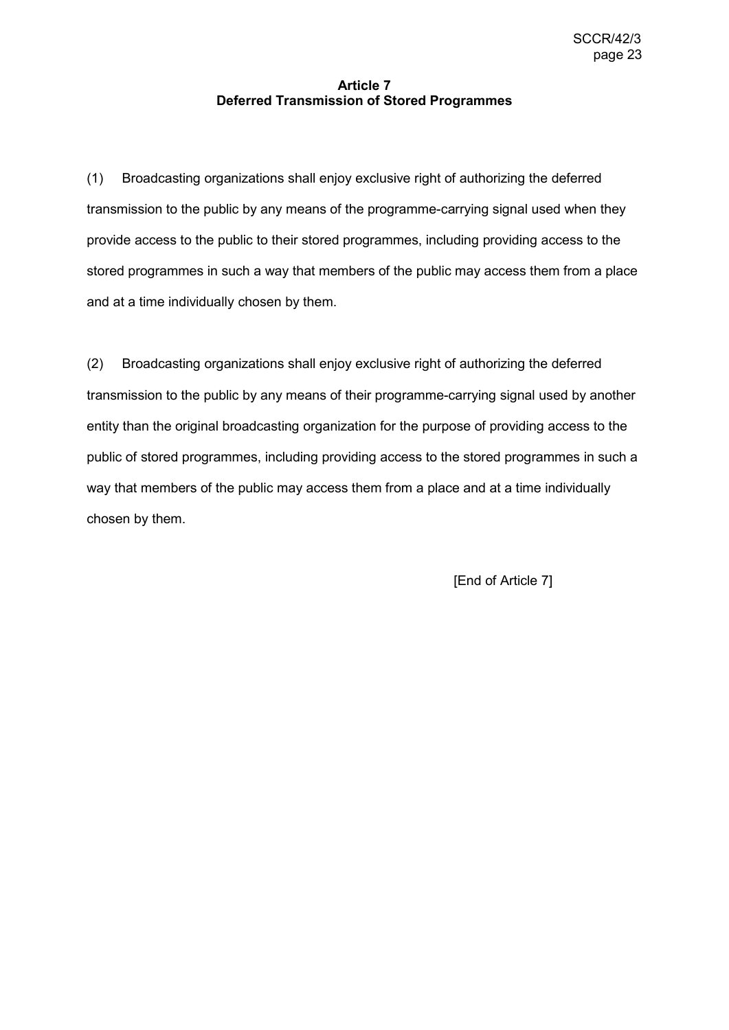## Article 7
## Deferred Transmission of Stored Programmes

(1) Broadcasting organizations shall enjoy exclusive right of authorizing the deferred transmission to the public by any means of the programme-carrying signal used when they provide access to the public to their stored programmes, including providing access to the stored programmes in such a way that members of the public may access them from a place and at a time individually chosen by them.

(2) Broadcasting organizations shall enjoy exclusive right of authorizing the deferred transmission to the public by any means of their programme-carrying signal used by another entity than the original broadcasting organization for the purpose of providing access to the public of stored programmes, including providing access to the stored programmes in such a way that members of the public may access them from a place and at a time individually chosen by them.

[End of Article 7]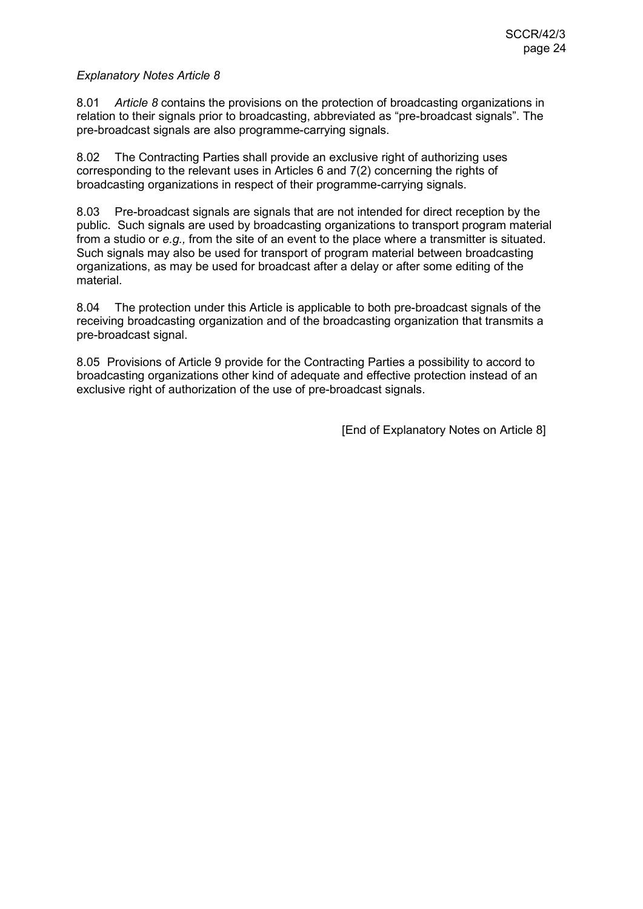*Explanatory Notes Article 8*

8.01 *Article 8* contains the provisions on the protection of broadcasting organizations in relation to their signals prior to broadcasting, abbreviated as "pre-broadcast signals". The pre-broadcast signals are also programme-carrying signals.

8.02 The Contracting Parties shall provide an exclusive right of authorizing uses corresponding to the relevant uses in Articles 6 and 7(2) concerning the rights of broadcasting organizations in respect of their programme-carrying signals.

8.03 Pre-broadcast signals are signals that are not intended for direct reception by the public. Such signals are used by broadcasting organizations to transport program material from a studio or *e.g.,* from the site of an event to the place where a transmitter is situated. Such signals may also be used for transport of program material between broadcasting organizations, as may be used for broadcast after a delay or after some editing of the material.

8.04 The protection under this Article is applicable to both pre-broadcast signals of the receiving broadcasting organization and of the broadcasting organization that transmits a pre-broadcast signal.

8.05 Provisions of Article 9 provide for the Contracting Parties a possibility to accord to broadcasting organizations other kind of adequate and effective protection instead of an exclusive right of authorization of the use of pre-broadcast signals.

[End of Explanatory Notes on Article 8]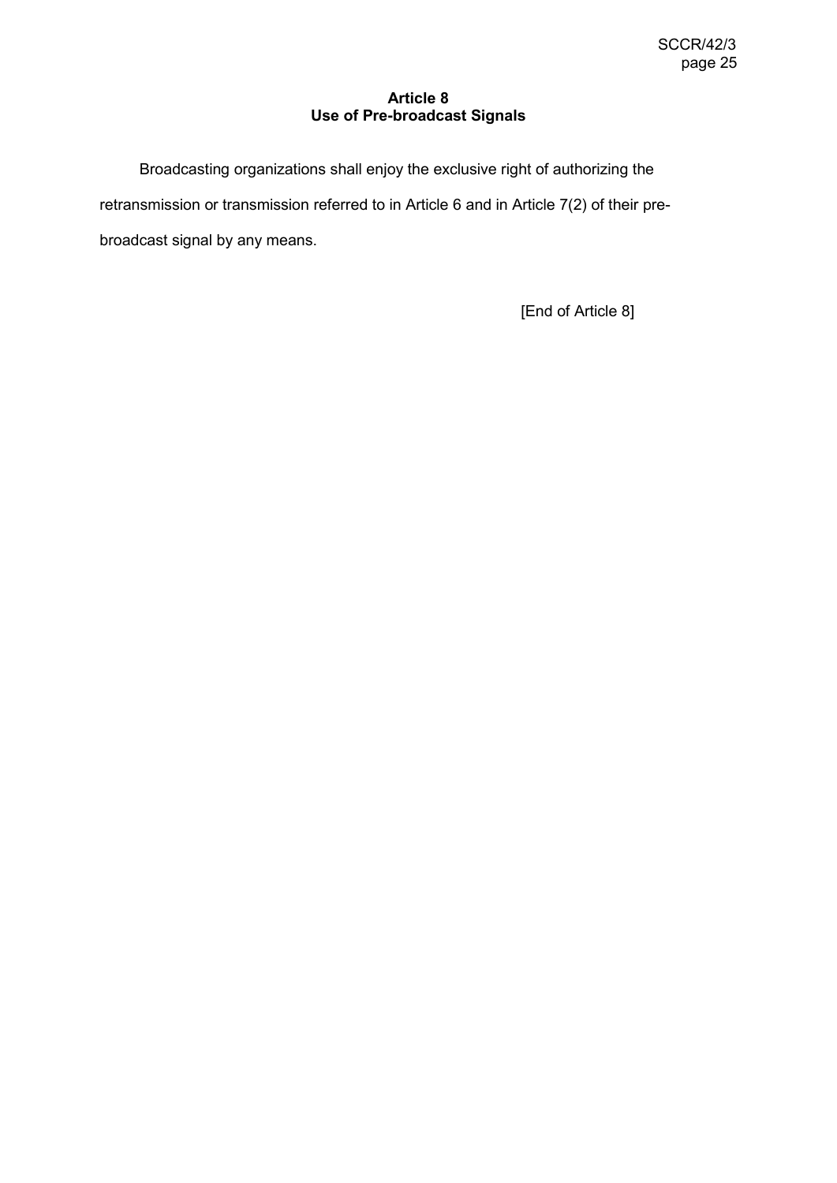**Article 8**
**Use of Pre-broadcast Signals**

Broadcasting organizations shall enjoy the exclusive right of authorizing the retransmission or transmission referred to in Article 6 and in Article 7(2) of their pre-broadcast signal by any means.

[End of Article 8]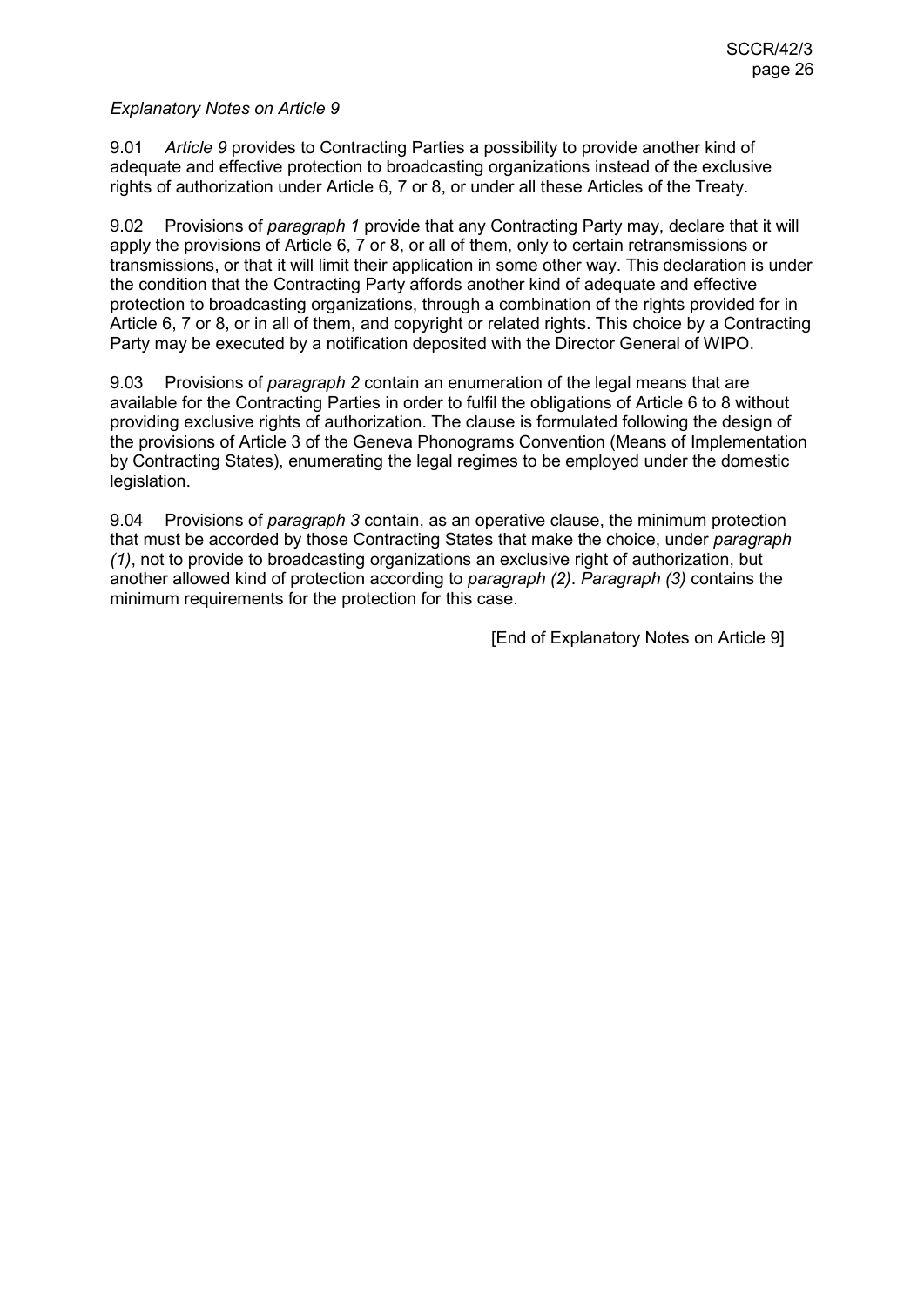*Explanatory Notes on Article 9*

9.01 *Article 9* provides to Contracting Parties a possibility to provide another kind of adequate and effective protection to broadcasting organizations instead of the exclusive rights of authorization under Article 6, 7 or 8, or under all these Articles of the Treaty.

9.02 Provisions of *paragraph 1* provide that any Contracting Party may, declare that it will apply the provisions of Article 6, 7 or 8, or all of them, only to certain retransmissions or transmissions, or that it will limit their application in some other way. This declaration is under the condition that the Contracting Party affords another kind of adequate and effective protection to broadcasting organizations, through a combination of the rights provided for in Article 6, 7 or 8, or in all of them, and copyright or related rights. This choice by a Contracting Party may be executed by a notification deposited with the Director General of WIPO.

9.03 Provisions of *paragraph 2* contain an enumeration of the legal means that are available for the Contracting Parties in order to fulfil the obligations of Article 6 to 8 without providing exclusive rights of authorization. The clause is formulated following the design of the provisions of Article 3 of the Geneva Phonograms Convention (Means of Implementation by Contracting States), enumerating the legal regimes to be employed under the domestic legislation.

9.04 Provisions of *paragraph 3* contain, as an operative clause, the minimum protection that must be accorded by those Contracting States that make the choice, under *paragraph (1)*, not to provide to broadcasting organizations an exclusive right of authorization, but another allowed kind of protection according to *paragraph (2)*. *Paragraph (3)* contains the minimum requirements for the protection for this case.

[End of Explanatory Notes on Article 9]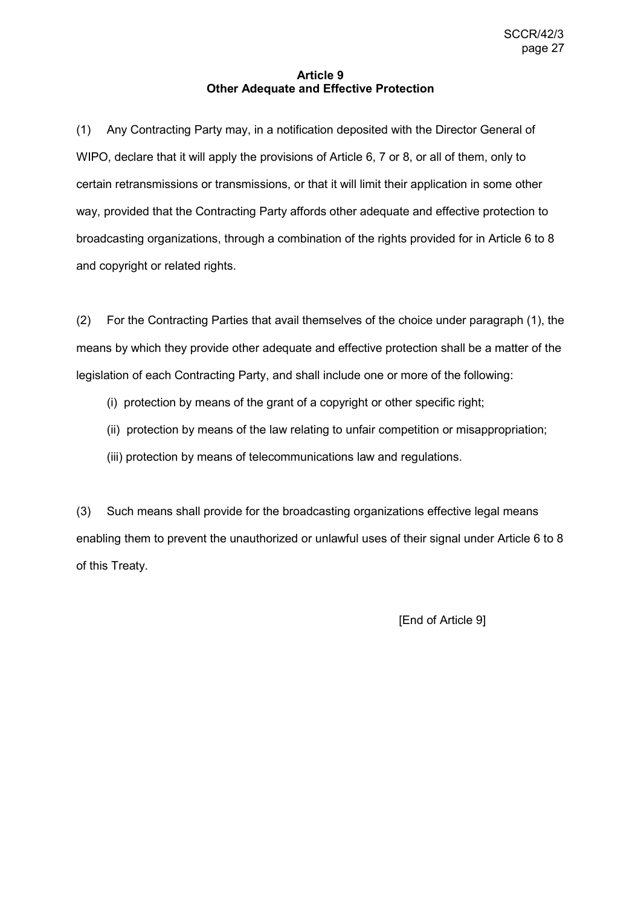**Article 9**
**Other Adequate and Effective Protection**

(1) Any Contracting Party may, in a notification deposited with the Director General of WIPO, declare that it will apply the provisions of Article 6, 7 or 8, or all of them, only to certain retransmissions or transmissions, or that it will limit their application in some other way, provided that the Contracting Party affords other adequate and effective protection to broadcasting organizations, through a combination of the rights provided for in Article 6 to 8 and copyright or related rights.

(2) For the Contracting Parties that avail themselves of the choice under paragraph (1), the means by which they provide other adequate and effective protection shall be a matter of the legislation of each Contracting Party, and shall include one or more of the following:

(i) protection by means of the grant of a copyright or other specific right;

(ii) protection by means of the law relating to unfair competition or misappropriation;

(iii) protection by means of telecommunications law and regulations.

(3) Such means shall provide for the broadcasting organizations effective legal means enabling them to prevent the unauthorized or unlawful uses of their signal under Article 6 to 8 of this Treaty.

[End of Article 9]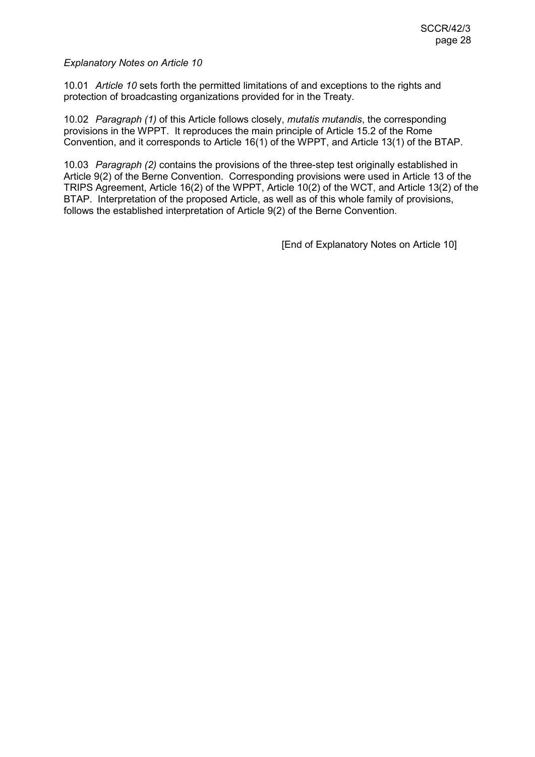*Explanatory Notes on Article 10*

10.01 *Article 10* sets forth the permitted limitations of and exceptions to the rights and protection of broadcasting organizations provided for in the Treaty.

10.02 *Paragraph (1)* of this Article follows closely, *mutatis mutandis*, the corresponding provisions in the WPPT. It reproduces the main principle of Article 15.2 of the Rome Convention, and it corresponds to Article 16(1) of the WPPT, and Article 13(1) of the BTAP.

10.03 *Paragraph (2)* contains the provisions of the three-step test originally established in Article 9(2) of the Berne Convention. Corresponding provisions were used in Article 13 of the TRIPS Agreement, Article 16(2) of the WPPT, Article 10(2) of the WCT, and Article 13(2) of the BTAP. Interpretation of the proposed Article, as well as of this whole family of provisions, follows the established interpretation of Article 9(2) of the Berne Convention.

[End of Explanatory Notes on Article 10]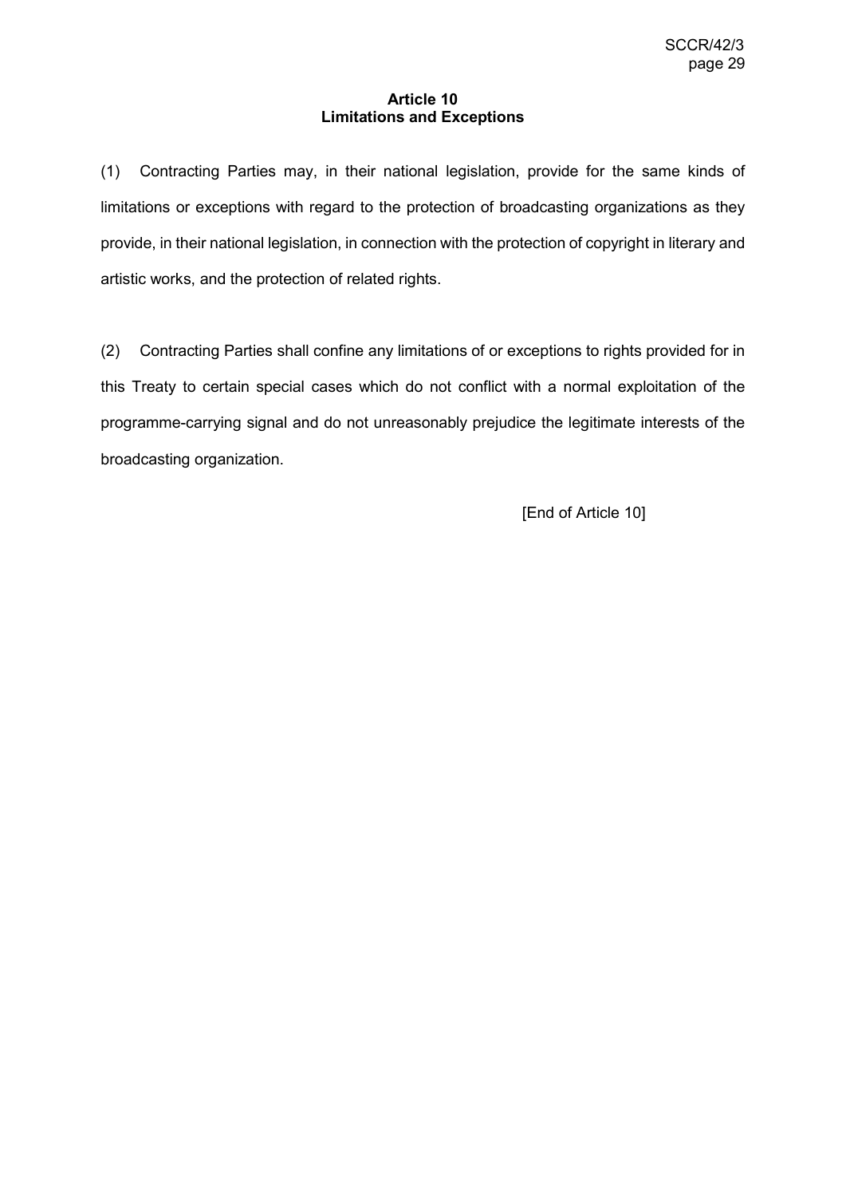## Article 10
## Limitations and Exceptions

(1) Contracting Parties may, in their national legislation, provide for the same kinds of limitations or exceptions with regard to the protection of broadcasting organizations as they provide, in their national legislation, in connection with the protection of copyright in literary and artistic works, and the protection of related rights.

(2) Contracting Parties shall confine any limitations of or exceptions to rights provided for in this Treaty to certain special cases which do not conflict with a normal exploitation of the programme-carrying signal and do not unreasonably prejudice the legitimate interests of the broadcasting organization.

[End of Article 10]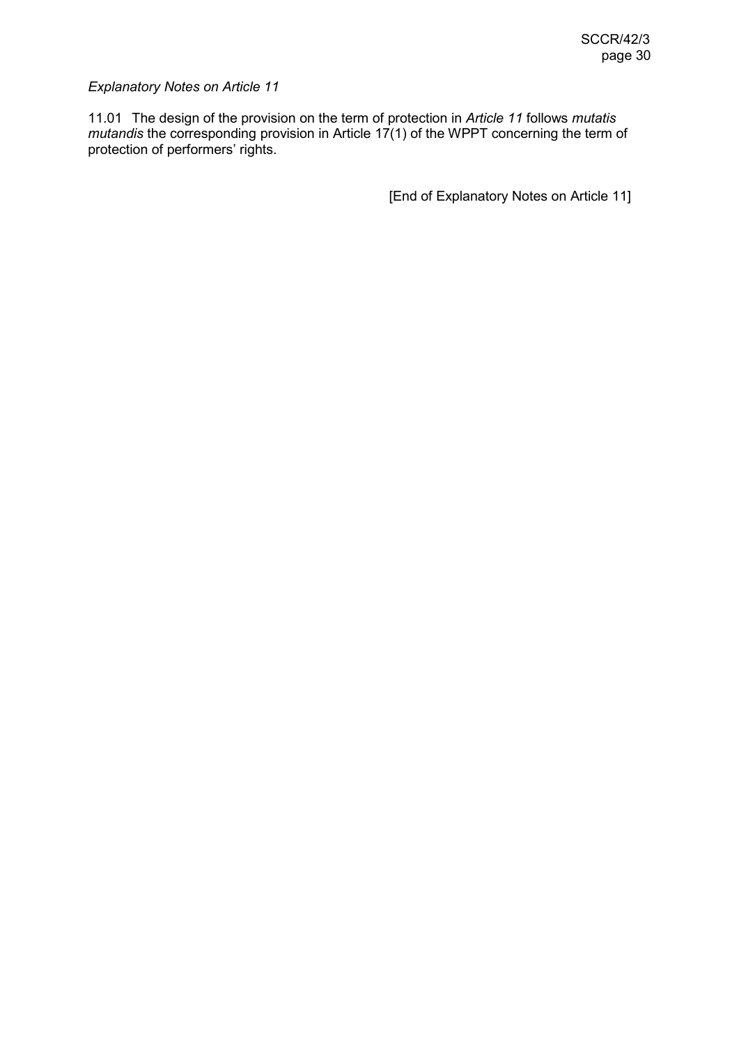*Explanatory Notes on Article 11*

11.01 The design of the provision on the term of protection in *Article 11* follows *mutatis mutandis* the corresponding provision in Article 17(1) of the WPPT concerning the term of protection of performers' rights.

[End of Explanatory Notes on Article 11]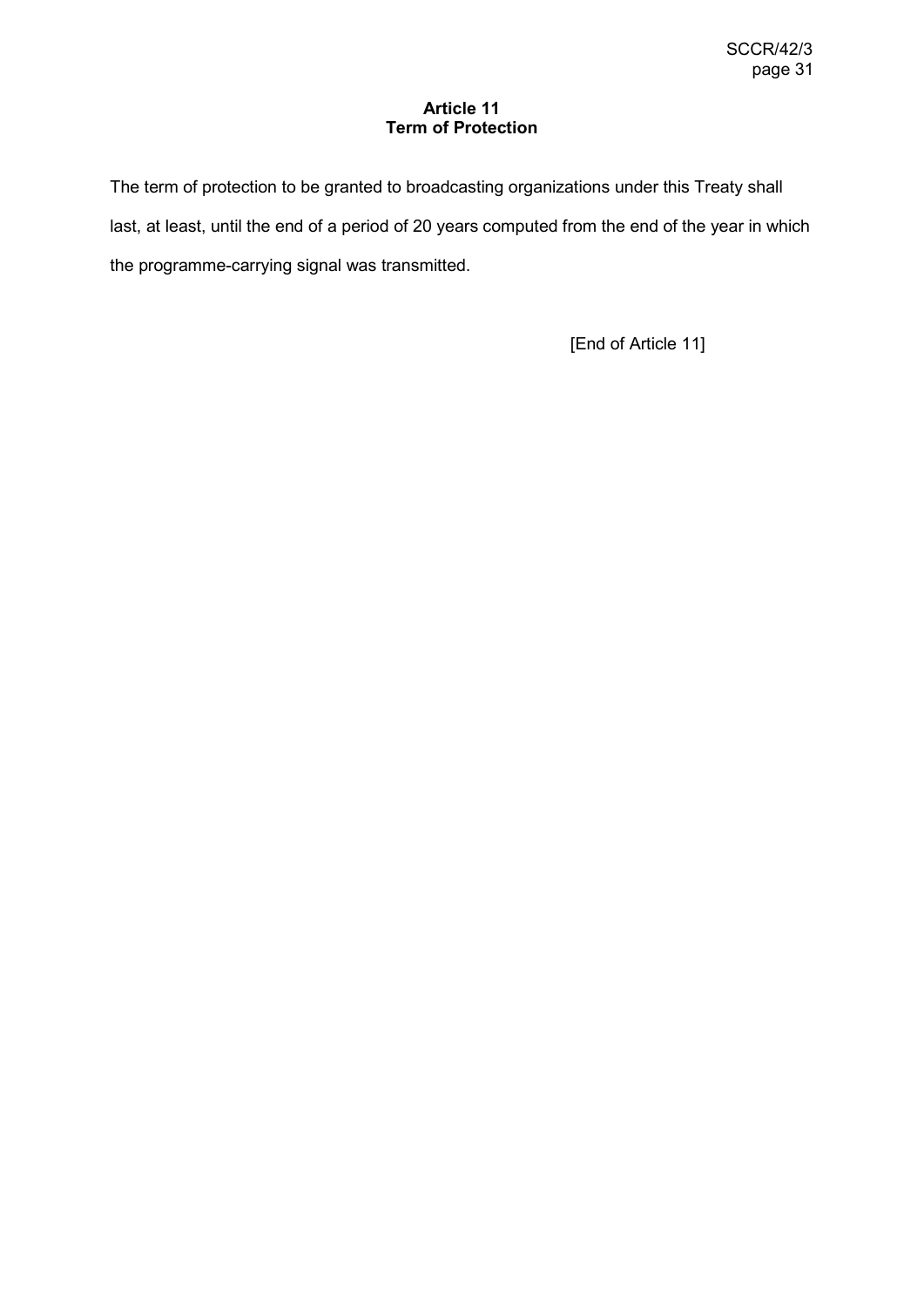## Article 11
## Term of Protection

The term of protection to be granted to broadcasting organizations under this Treaty shall last, at least, until the end of a period of 20 years computed from the end of the year in which the programme-carrying signal was transmitted.

[End of Article 11]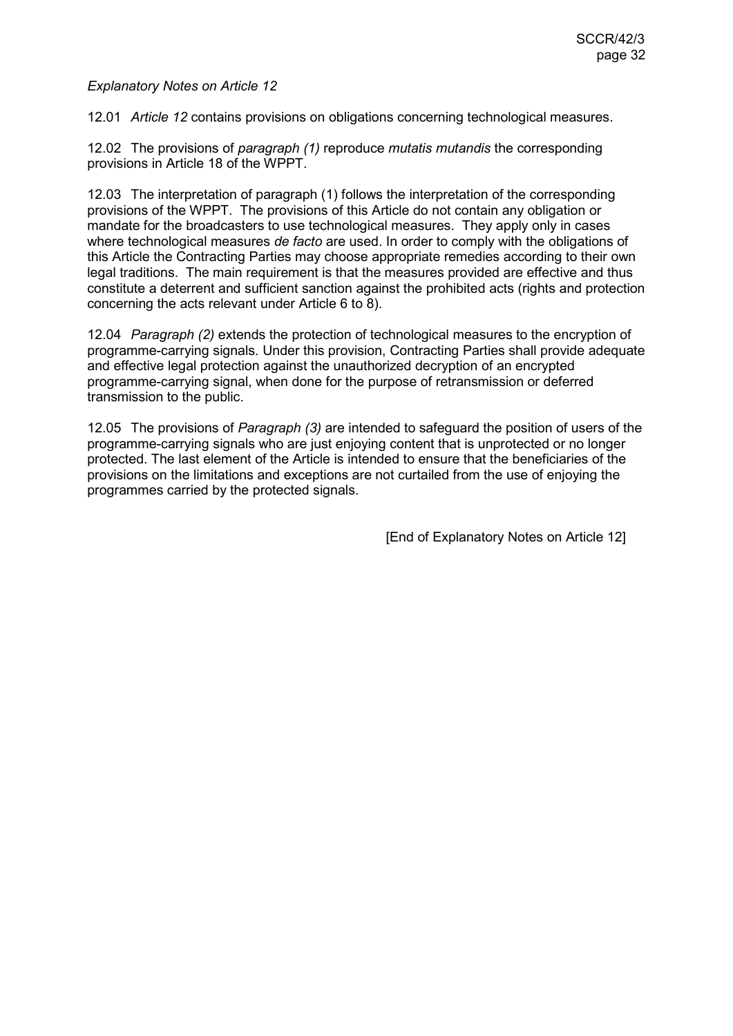*Explanatory Notes on Article 12*

12.01 *Article 12* contains provisions on obligations concerning technological measures.

12.02 The provisions of *paragraph (1)* reproduce *mutatis mutandis* the corresponding provisions in Article 18 of the WPPT.

12.03 The interpretation of paragraph (1) follows the interpretation of the corresponding provisions of the WPPT. The provisions of this Article do not contain any obligation or mandate for the broadcasters to use technological measures. They apply only in cases where technological measures *de facto* are used. In order to comply with the obligations of this Article the Contracting Parties may choose appropriate remedies according to their own legal traditions. The main requirement is that the measures provided are effective and thus constitute a deterrent and sufficient sanction against the prohibited acts (rights and protection concerning the acts relevant under Article 6 to 8).

12.04 *Paragraph (2)* extends the protection of technological measures to the encryption of programme-carrying signals. Under this provision, Contracting Parties shall provide adequate and effective legal protection against the unauthorized decryption of an encrypted programme-carrying signal, when done for the purpose of retransmission or deferred transmission to the public.

12.05 The provisions of *Paragraph (3)* are intended to safeguard the position of users of the programme-carrying signals who are just enjoying content that is unprotected or no longer protected. The last element of the Article is intended to ensure that the beneficiaries of the provisions on the limitations and exceptions are not curtailed from the use of enjoying the programmes carried by the protected signals.

[End of Explanatory Notes on Article 12]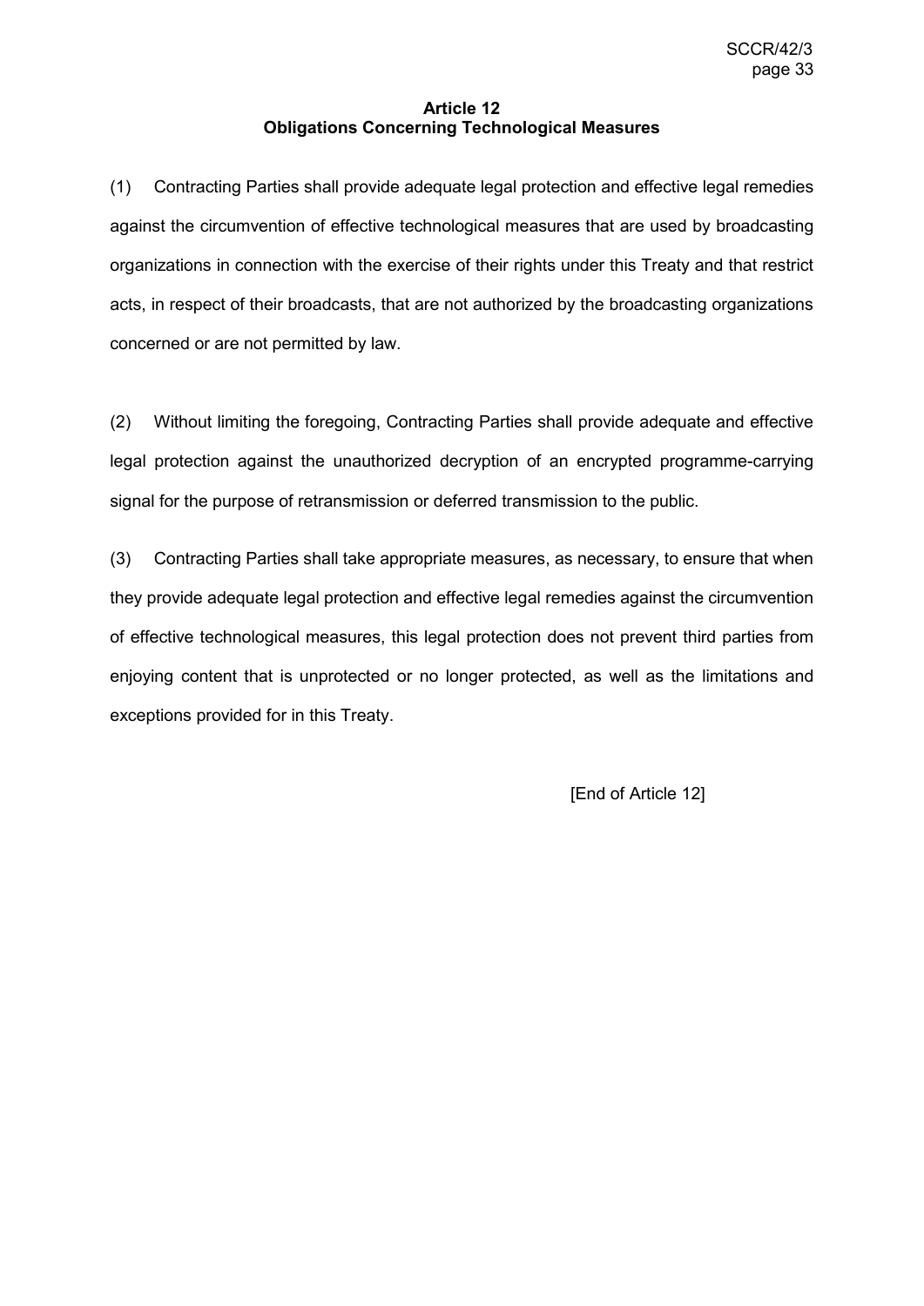**Article 12**
**Obligations Concerning Technological Measures**

(1) Contracting Parties shall provide adequate legal protection and effective legal remedies against the circumvention of effective technological measures that are used by broadcasting organizations in connection with the exercise of their rights under this Treaty and that restrict acts, in respect of their broadcasts, that are not authorized by the broadcasting organizations concerned or are not permitted by law.

(2) Without limiting the foregoing, Contracting Parties shall provide adequate and effective legal protection against the unauthorized decryption of an encrypted programme-carrying signal for the purpose of retransmission or deferred transmission to the public.

(3) Contracting Parties shall take appropriate measures, as necessary, to ensure that when they provide adequate legal protection and effective legal remedies against the circumvention of effective technological measures, this legal protection does not prevent third parties from enjoying content that is unprotected or no longer protected, as well as the limitations and exceptions provided for in this Treaty.

[End of Article 12]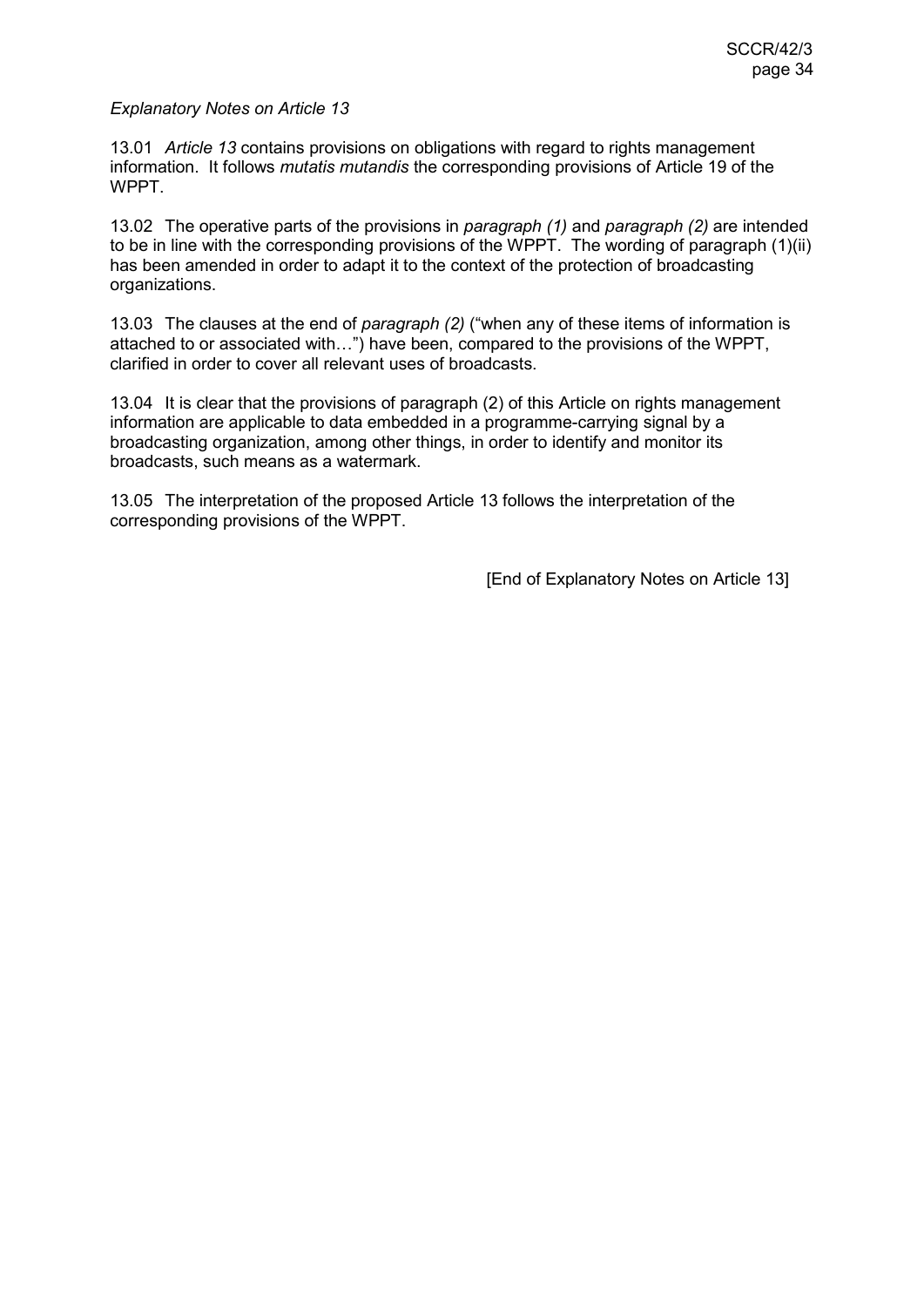*Explanatory Notes on Article 13*

13.01 *Article 13* contains provisions on obligations with regard to rights management information. It follows *mutatis mutandis* the corresponding provisions of Article 19 of the WPPT.

13.02 The operative parts of the provisions in *paragraph (1)* and *paragraph (2)* are intended to be in line with the corresponding provisions of the WPPT. The wording of paragraph (1)(ii) has been amended in order to adapt it to the context of the protection of broadcasting organizations.

13.03 The clauses at the end of *paragraph (2)* ("when any of these items of information is attached to or associated with…") have been, compared to the provisions of the WPPT, clarified in order to cover all relevant uses of broadcasts.

13.04 It is clear that the provisions of paragraph (2) of this Article on rights management information are applicable to data embedded in a programme-carrying signal by a broadcasting organization, among other things, in order to identify and monitor its broadcasts, such means as a watermark.

13.05 The interpretation of the proposed Article 13 follows the interpretation of the corresponding provisions of the WPPT.

[End of Explanatory Notes on Article 13]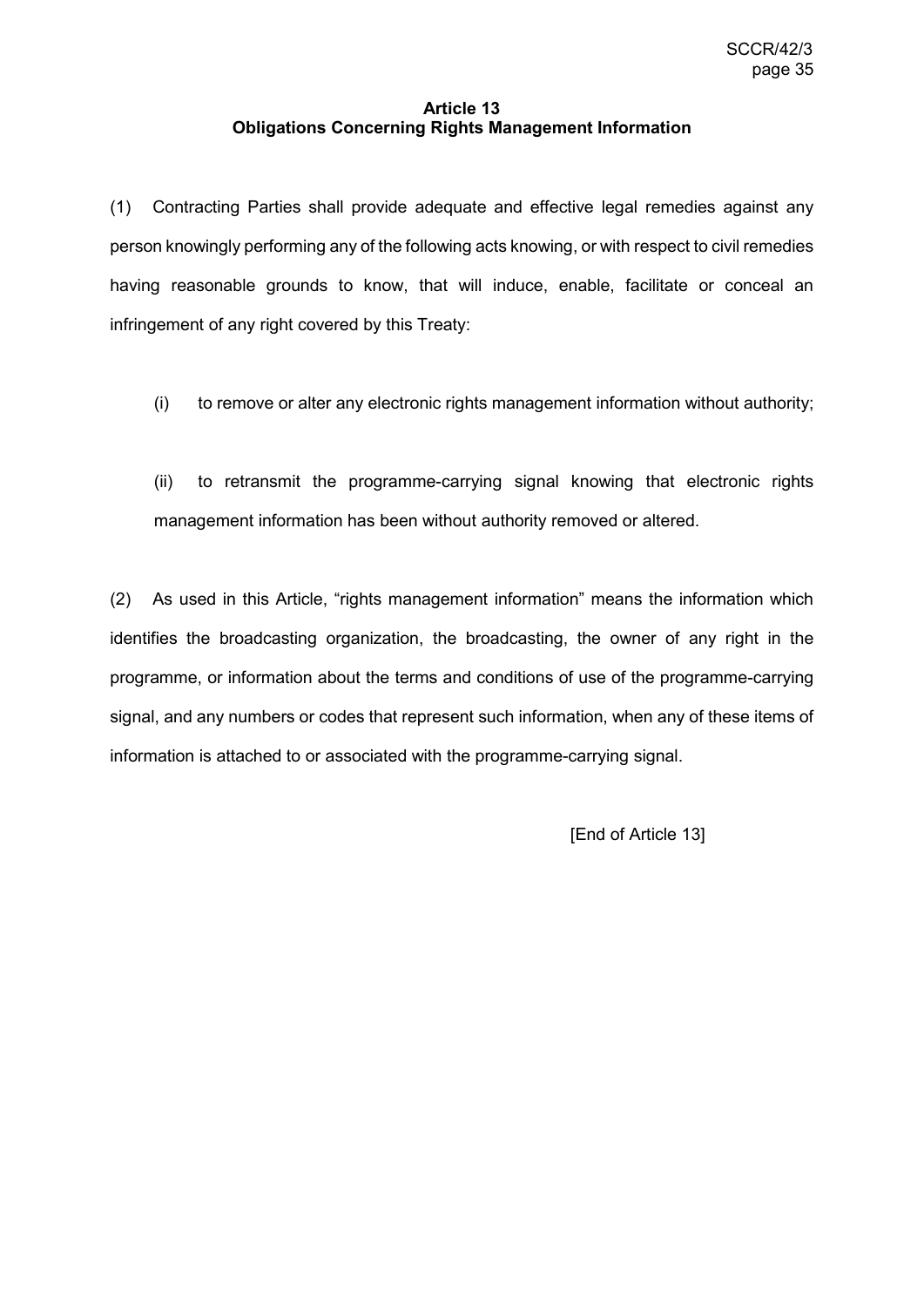## Article 13
## Obligations Concerning Rights Management Information

(1) Contracting Parties shall provide adequate and effective legal remedies against any person knowingly performing any of the following acts knowing, or with respect to civil remedies having reasonable grounds to know, that will induce, enable, facilitate or conceal an infringement of any right covered by this Treaty:

(i) to remove or alter any electronic rights management information without authority;

(ii) to retransmit the programme-carrying signal knowing that electronic rights management information has been without authority removed or altered.

(2) As used in this Article, "rights management information" means the information which identifies the broadcasting organization, the broadcasting, the owner of any right in the programme, or information about the terms and conditions of use of the programme-carrying signal, and any numbers or codes that represent such information, when any of these items of information is attached to or associated with the programme-carrying signal.

[End of Article 13]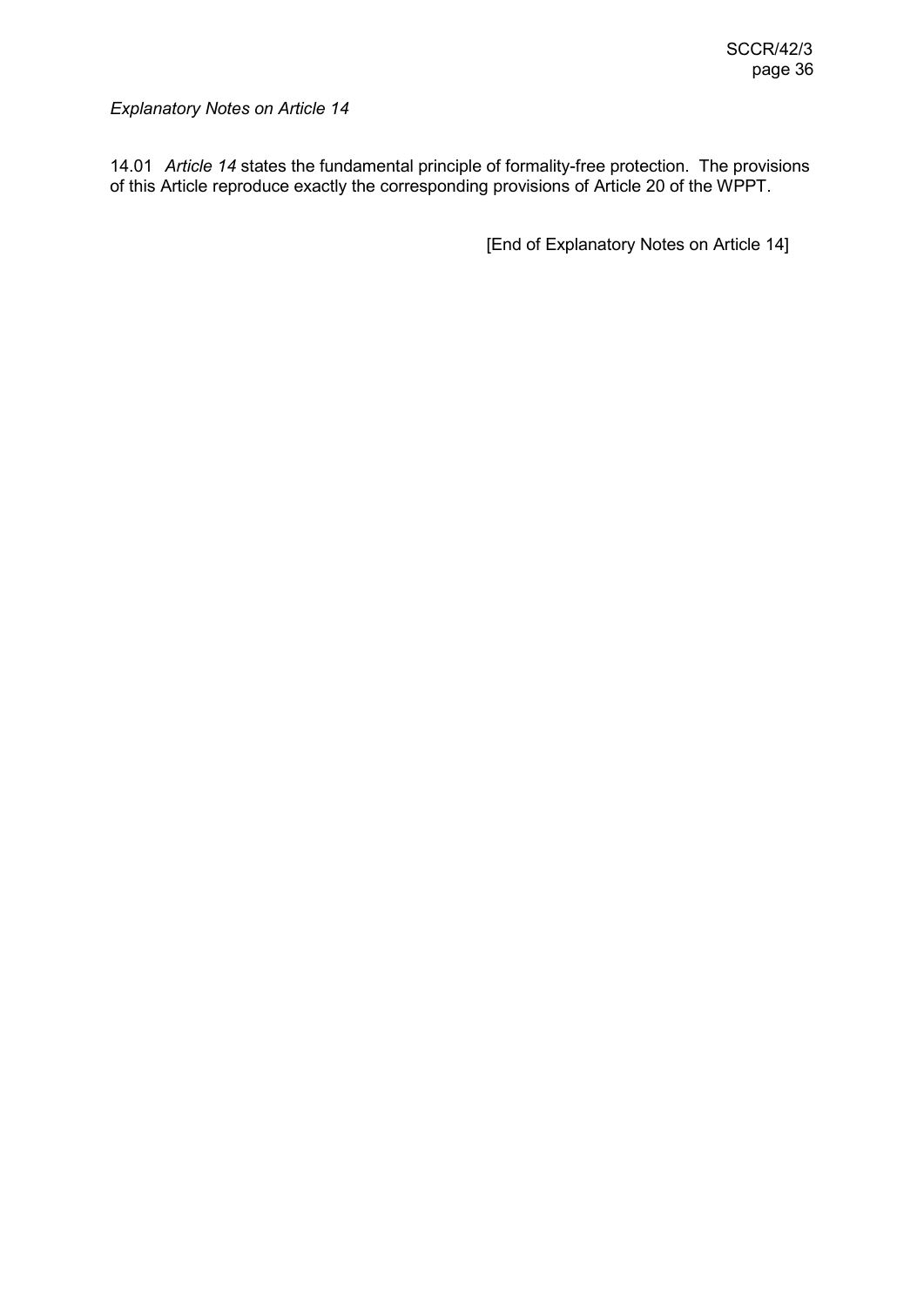*Explanatory Notes on Article 14*

14.01 *Article 14* states the fundamental principle of formality-free protection. The provisions of this Article reproduce exactly the corresponding provisions of Article 20 of the WPPT.

[End of Explanatory Notes on Article 14]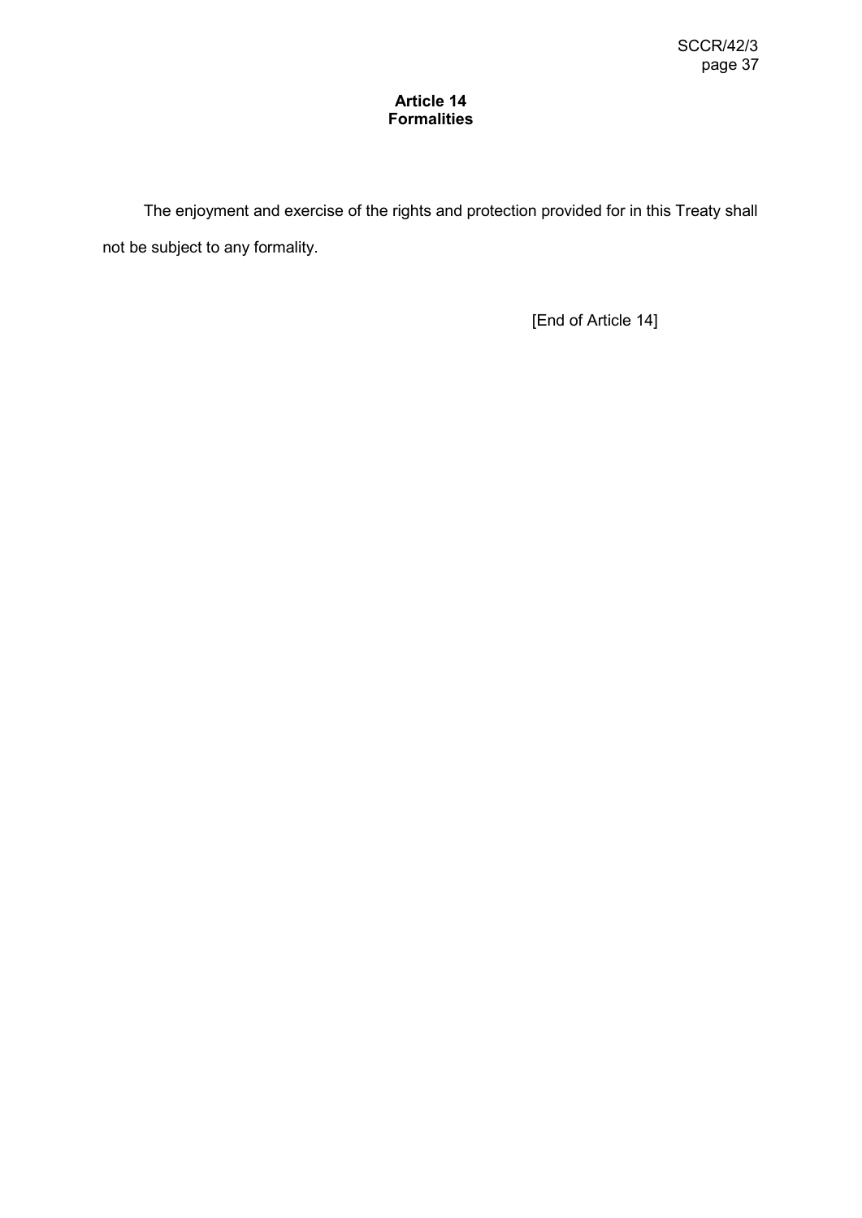## Article 14
## Formalities

The enjoyment and exercise of the rights and protection provided for in this Treaty shall not be subject to any formality.

[End of Article 14]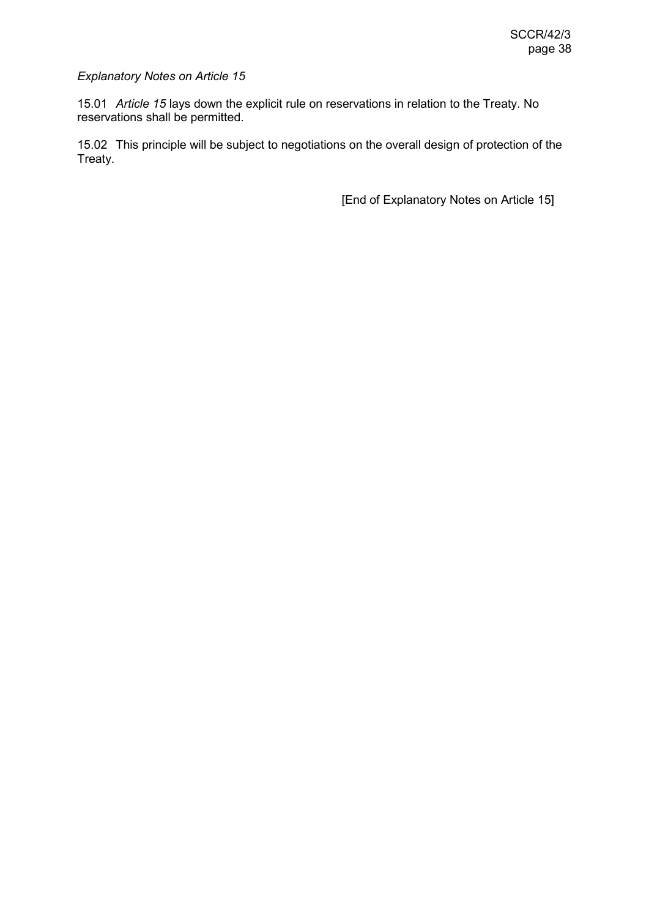*Explanatory Notes on Article 15*

15.01 *Article 15* lays down the explicit rule on reservations in relation to the Treaty. No reservations shall be permitted.

15.02 This principle will be subject to negotiations on the overall design of protection of the Treaty.

[End of Explanatory Notes on Article 15]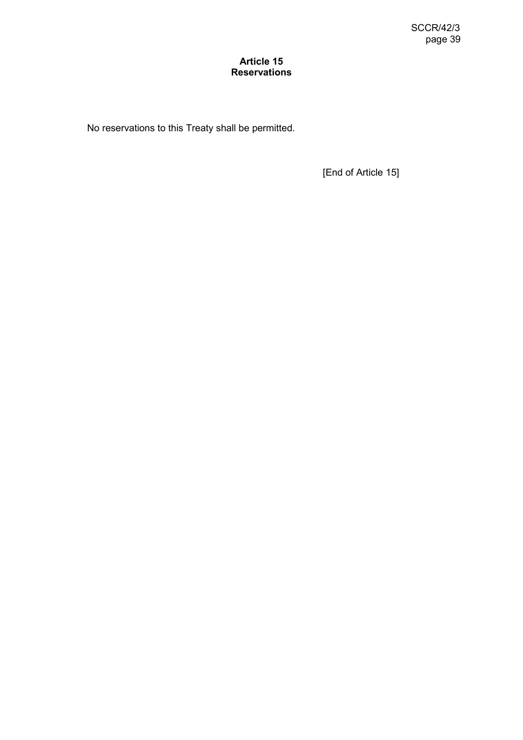## Article 15
## Reservations

No reservations to this Treaty shall be permitted.

[End of Article 15]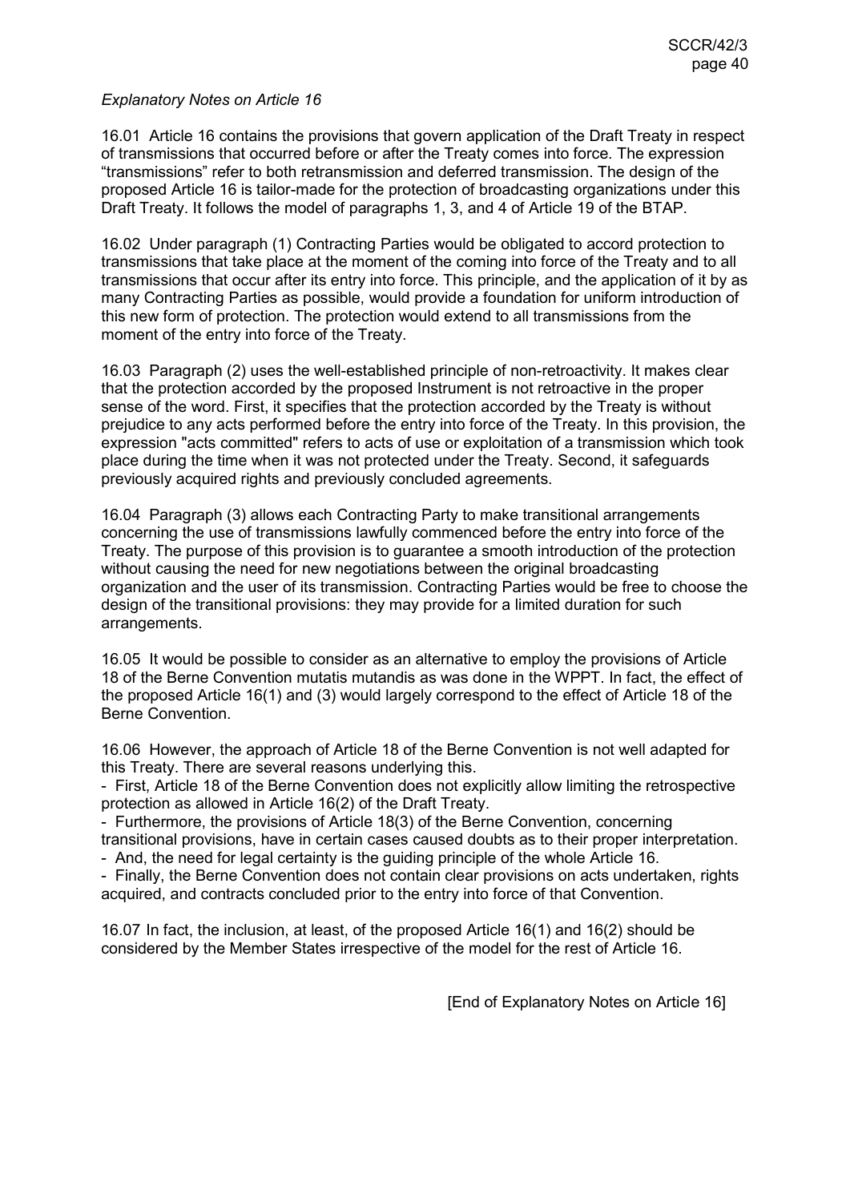*Explanatory Notes on Article 16*

16.01 Article 16 contains the provisions that govern application of the Draft Treaty in respect of transmissions that occurred before or after the Treaty comes into force. The expression “transmissions” refer to both retransmission and deferred transmission. The design of the proposed Article 16 is tailor-made for the protection of broadcasting organizations under this Draft Treaty. It follows the model of paragraphs 1, 3, and 4 of Article 19 of the BTAP.

16.02 Under paragraph (1) Contracting Parties would be obligated to accord protection to transmissions that take place at the moment of the coming into force of the Treaty and to all transmissions that occur after its entry into force. This principle, and the application of it by as many Contracting Parties as possible, would provide a foundation for uniform introduction of this new form of protection. The protection would extend to all transmissions from the moment of the entry into force of the Treaty.

16.03 Paragraph (2) uses the well-established principle of non-retroactivity. It makes clear that the protection accorded by the proposed Instrument is not retroactive in the proper sense of the word. First, it specifies that the protection accorded by the Treaty is without prejudice to any acts performed before the entry into force of the Treaty. In this provision, the expression "acts committed" refers to acts of use or exploitation of a transmission which took place during the time when it was not protected under the Treaty. Second, it safeguards previously acquired rights and previously concluded agreements.

16.04 Paragraph (3) allows each Contracting Party to make transitional arrangements concerning the use of transmissions lawfully commenced before the entry into force of the Treaty. The purpose of this provision is to guarantee a smooth introduction of the protection without causing the need for new negotiations between the original broadcasting organization and the user of its transmission. Contracting Parties would be free to choose the design of the transitional provisions: they may provide for a limited duration for such arrangements.

16.05 It would be possible to consider as an alternative to employ the provisions of Article 18 of the Berne Convention mutatis mutandis as was done in the WPPT. In fact, the effect of the proposed Article 16(1) and (3) would largely correspond to the effect of Article 18 of the Berne Convention.

16.06 However, the approach of Article 18 of the Berne Convention is not well adapted for this Treaty. There are several reasons underlying this.

- First, Article 18 of the Berne Convention does not explicitly allow limiting the retrospective protection as allowed in Article 16(2) of the Draft Treaty.
- Furthermore, the provisions of Article 18(3) of the Berne Convention, concerning transitional provisions, have in certain cases caused doubts as to their proper interpretation.
- And, the need for legal certainty is the guiding principle of the whole Article 16.
- Finally, the Berne Convention does not contain clear provisions on acts undertaken, rights acquired, and contracts concluded prior to the entry into force of that Convention.

16.07 In fact, the inclusion, at least, of the proposed Article 16(1) and 16(2) should be considered by the Member States irrespective of the model for the rest of Article 16.

[End of Explanatory Notes on Article 16]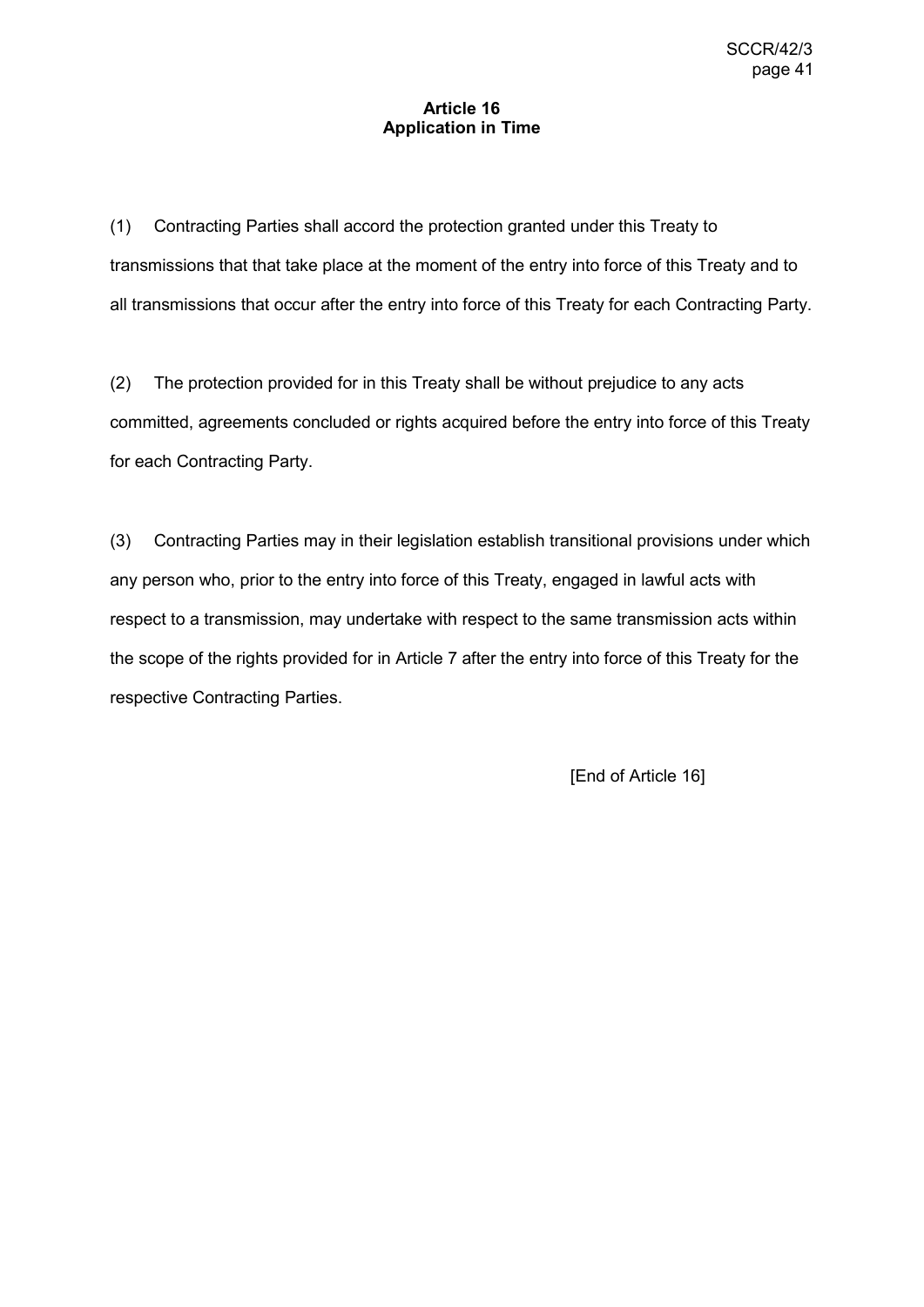**Article 16**
**Application in Time**

(1) Contracting Parties shall accord the protection granted under this Treaty to transmissions that that take place at the moment of the entry into force of this Treaty and to all transmissions that occur after the entry into force of this Treaty for each Contracting Party.

(2) The protection provided for in this Treaty shall be without prejudice to any acts committed, agreements concluded or rights acquired before the entry into force of this Treaty for each Contracting Party.

(3) Contracting Parties may in their legislation establish transitional provisions under which any person who, prior to the entry into force of this Treaty, engaged in lawful acts with respect to a transmission, may undertake with respect to the same transmission acts within the scope of the rights provided for in Article 7 after the entry into force of this Treaty for the respective Contracting Parties.

[End of Article 16]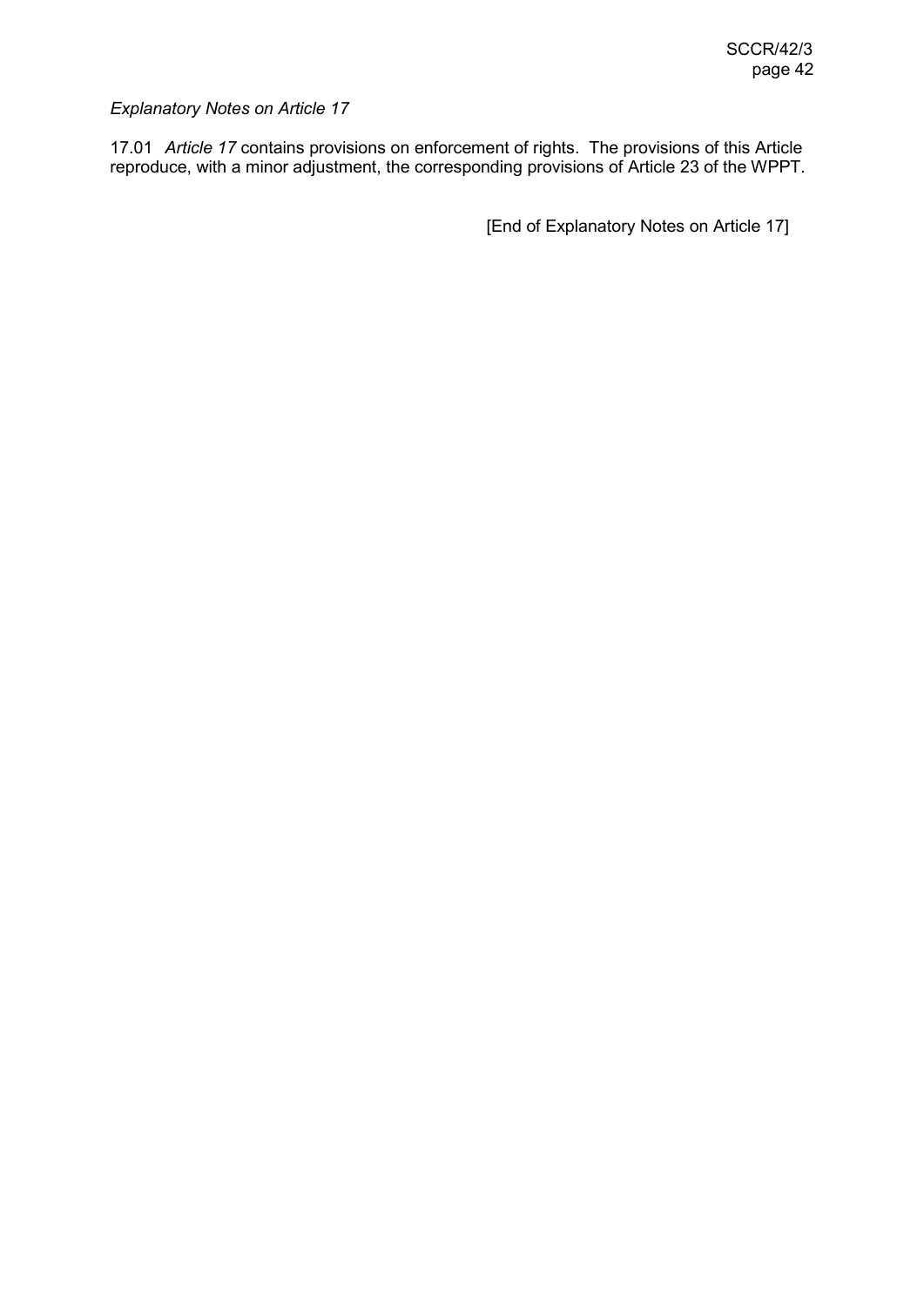*Explanatory Notes on Article 17*

17.01 *Article 17* contains provisions on enforcement of rights. The provisions of this Article reproduce, with a minor adjustment, the corresponding provisions of Article 23 of the WPPT.

[End of Explanatory Notes on Article 17]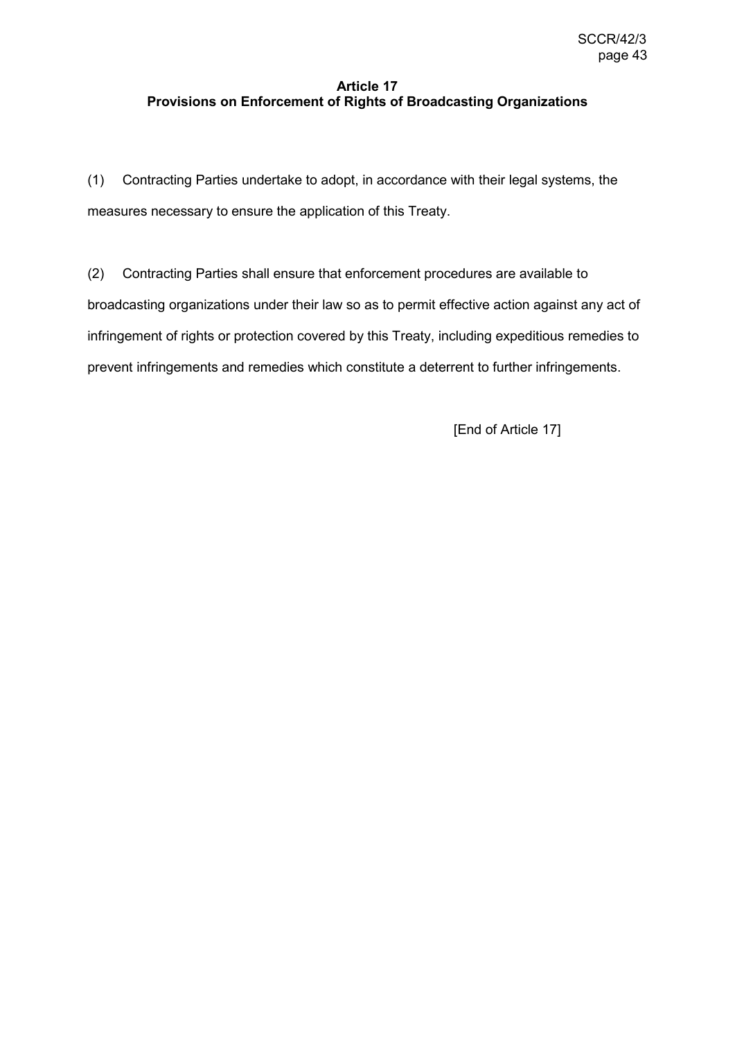## Article 17
## Provisions on Enforcement of Rights of Broadcasting Organizations

(1) Contracting Parties undertake to adopt, in accordance with their legal systems, the measures necessary to ensure the application of this Treaty.

(2) Contracting Parties shall ensure that enforcement procedures are available to broadcasting organizations under their law so as to permit effective action against any act of infringement of rights or protection covered by this Treaty, including expeditious remedies to prevent infringements and remedies which constitute a deterrent to further infringements.

[End of Article 17]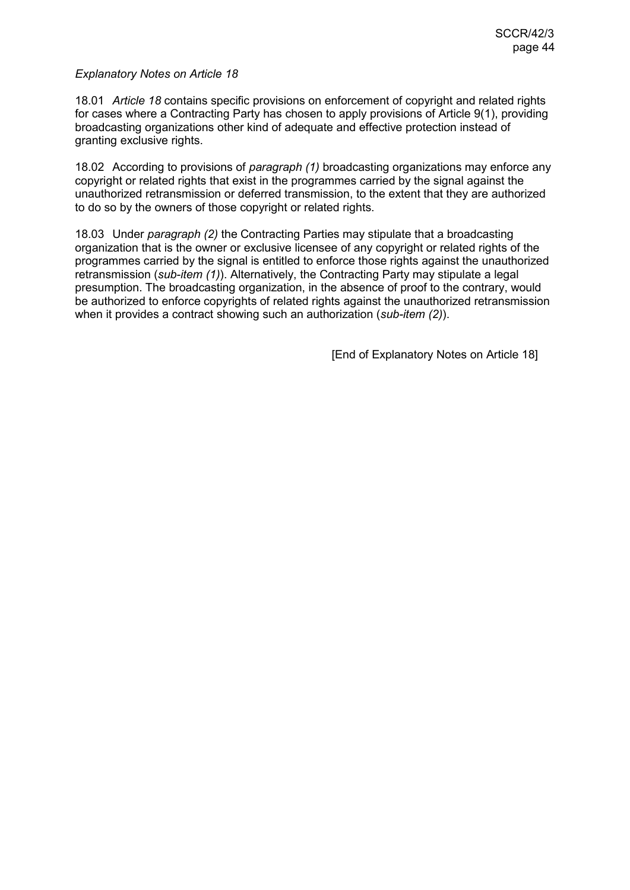*Explanatory Notes on Article 18*

18.01 *Article 18* contains specific provisions on enforcement of copyright and related rights for cases where a Contracting Party has chosen to apply provisions of Article 9(1), providing broadcasting organizations other kind of adequate and effective protection instead of granting exclusive rights.

18.02 According to provisions of *paragraph (1)* broadcasting organizations may enforce any copyright or related rights that exist in the programmes carried by the signal against the unauthorized retransmission or deferred transmission, to the extent that they are authorized to do so by the owners of those copyright or related rights.

18.03 Under *paragraph (2)* the Contracting Parties may stipulate that a broadcasting organization that is the owner or exclusive licensee of any copyright or related rights of the programmes carried by the signal is entitled to enforce those rights against the unauthorized retransmission (*sub-item (1)*). Alternatively, the Contracting Party may stipulate a legal presumption. The broadcasting organization, in the absence of proof to the contrary, would be authorized to enforce copyrights of related rights against the unauthorized retransmission when it provides a contract showing such an authorization (*sub-item (2)*).

[End of Explanatory Notes on Article 18]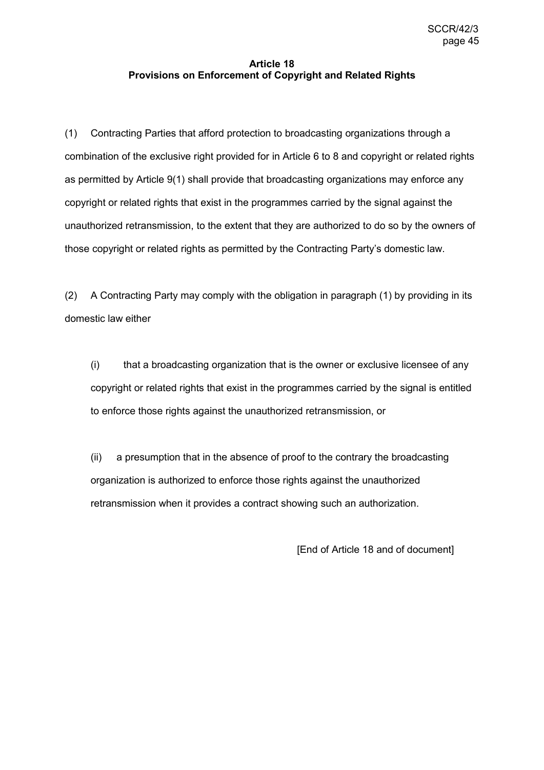**Article 18**
**Provisions on Enforcement of Copyright and Related Rights**

(1) Contracting Parties that afford protection to broadcasting organizations through a combination of the exclusive right provided for in Article 6 to 8 and copyright or related rights as permitted by Article 9(1) shall provide that broadcasting organizations may enforce any copyright or related rights that exist in the programmes carried by the signal against the unauthorized retransmission, to the extent that they are authorized to do so by the owners of those copyright or related rights as permitted by the Contracting Party's domestic law.

(2) A Contracting Party may comply with the obligation in paragraph (1) by providing in its domestic law either

(i) that a broadcasting organization that is the owner or exclusive licensee of any copyright or related rights that exist in the programmes carried by the signal is entitled to enforce those rights against the unauthorized retransmission, or

(ii) a presumption that in the absence of proof to the contrary the broadcasting organization is authorized to enforce those rights against the unauthorized retransmission when it provides a contract showing such an authorization.

[End of Article 18 and of document]